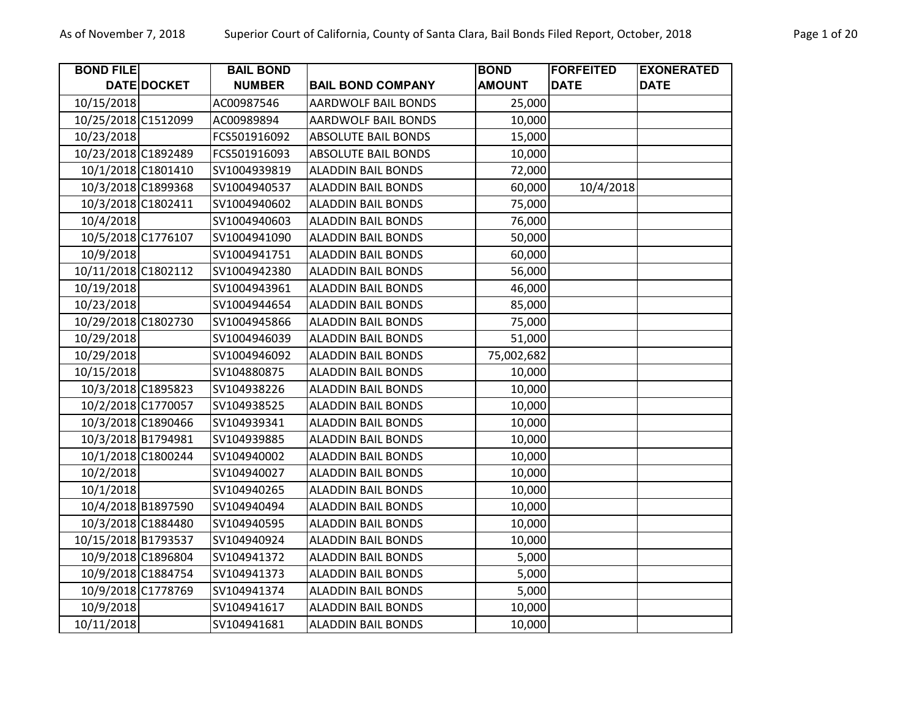| BOND FILE DATE | DOCKET | BAIL BOND NUMBER | BAIL BOND COMPANY | BOND AMOUNT | FORFEITED DATE | EXONERATED DATE |
|---|---|---|---|---|---|---|
| 10/15/2018 | | AC00987546 | AARDWOLF BAIL BONDS | 25,000 | | |
| 10/25/2018 | C1512099 | AC00989894 | AARDWOLF BAIL BONDS | 10,000 | | |
| 10/23/2018 | | FCS501916092 | ABSOLUTE BAIL BONDS | 15,000 | | |
| 10/23/2018 | C1892489 | FCS501916093 | ABSOLUTE BAIL BONDS | 10,000 | | |
| 10/1/2018 | C1801410 | SV1004939819 | ALADDIN BAIL BONDS | 72,000 | | |
| 10/3/2018 | C1899368 | SV1004940537 | ALADDIN BAIL BONDS | 60,000 | 10/4/2018 | |
| 10/3/2018 | C1802411 | SV1004940602 | ALADDIN BAIL BONDS | 75,000 | | |
| 10/4/2018 | | SV1004940603 | ALADDIN BAIL BONDS | 76,000 | | |
| 10/5/2018 | C1776107 | SV1004941090 | ALADDIN BAIL BONDS | 50,000 | | |
| 10/9/2018 | | SV1004941751 | ALADDIN BAIL BONDS | 60,000 | | |
| 10/11/2018 | C1802112 | SV1004942380 | ALADDIN BAIL BONDS | 56,000 | | |
| 10/19/2018 | | SV1004943961 | ALADDIN BAIL BONDS | 46,000 | | |
| 10/23/2018 | | SV1004944654 | ALADDIN BAIL BONDS | 85,000 | | |
| 10/29/2018 | C1802730 | SV1004945866 | ALADDIN BAIL BONDS | 75,000 | | |
| 10/29/2018 | | SV1004946039 | ALADDIN BAIL BONDS | 51,000 | | |
| 10/29/2018 | | SV1004946092 | ALADDIN BAIL BONDS | 75,002,682 | | |
| 10/15/2018 | | SV104880875 | ALADDIN BAIL BONDS | 10,000 | | |
| 10/3/2018 | C1895823 | SV104938226 | ALADDIN BAIL BONDS | 10,000 | | |
| 10/2/2018 | C1770057 | SV104938525 | ALADDIN BAIL BONDS | 10,000 | | |
| 10/3/2018 | C1890466 | SV104939341 | ALADDIN BAIL BONDS | 10,000 | | |
| 10/3/2018 | B1794981 | SV104939885 | ALADDIN BAIL BONDS | 10,000 | | |
| 10/1/2018 | C1800244 | SV104940002 | ALADDIN BAIL BONDS | 10,000 | | |
| 10/2/2018 | | SV104940027 | ALADDIN BAIL BONDS | 10,000 | | |
| 10/1/2018 | | SV104940265 | ALADDIN BAIL BONDS | 10,000 | | |
| 10/4/2018 | B1897590 | SV104940494 | ALADDIN BAIL BONDS | 10,000 | | |
| 10/3/2018 | C1884480 | SV104940595 | ALADDIN BAIL BONDS | 10,000 | | |
| 10/15/2018 | B1793537 | SV104940924 | ALADDIN BAIL BONDS | 10,000 | | |
| 10/9/2018 | C1896804 | SV104941372 | ALADDIN BAIL BONDS | 5,000 | | |
| 10/9/2018 | C1884754 | SV104941373 | ALADDIN BAIL BONDS | 5,000 | | |
| 10/9/2018 | C1778769 | SV104941374 | ALADDIN BAIL BONDS | 5,000 | | |
| 10/9/2018 | | SV104941617 | ALADDIN BAIL BONDS | 10,000 | | |
| 10/11/2018 | | SV104941681 | ALADDIN BAIL BONDS | 10,000 | | |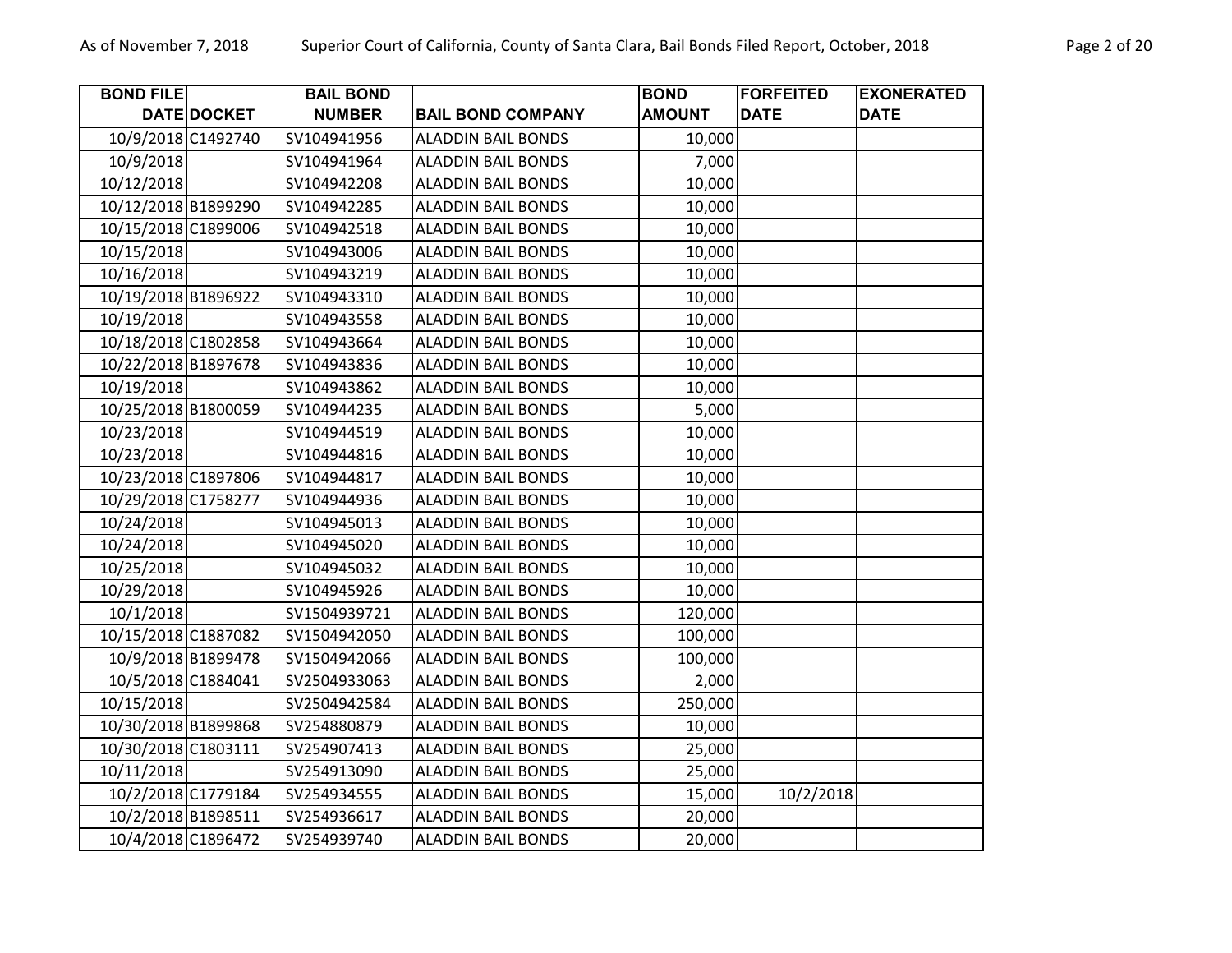| BOND FILE DATE | DOCKET | BAIL BOND NUMBER | BAIL BOND COMPANY | BOND AMOUNT | FORFEITED DATE | EXONERATED DATE |
|---|---|---|---|---|---|---|
| 10/9/2018 | C1492740 | SV104941956 | ALADDIN BAIL BONDS | 10,000 | | |
| 10/9/2018 | | SV104941964 | ALADDIN BAIL BONDS | 7,000 | | |
| 10/12/2018 | | SV104942208 | ALADDIN BAIL BONDS | 10,000 | | |
| 10/12/2018 | B1899290 | SV104942285 | ALADDIN BAIL BONDS | 10,000 | | |
| 10/15/2018 | C1899006 | SV104942518 | ALADDIN BAIL BONDS | 10,000 | | |
| 10/15/2018 | | SV104943006 | ALADDIN BAIL BONDS | 10,000 | | |
| 10/16/2018 | | SV104943219 | ALADDIN BAIL BONDS | 10,000 | | |
| 10/19/2018 | B1896922 | SV104943310 | ALADDIN BAIL BONDS | 10,000 | | |
| 10/19/2018 | | SV104943558 | ALADDIN BAIL BONDS | 10,000 | | |
| 10/18/2018 | C1802858 | SV104943664 | ALADDIN BAIL BONDS | 10,000 | | |
| 10/22/2018 | B1897678 | SV104943836 | ALADDIN BAIL BONDS | 10,000 | | |
| 10/19/2018 | | SV104943862 | ALADDIN BAIL BONDS | 10,000 | | |
| 10/25/2018 | B1800059 | SV104944235 | ALADDIN BAIL BONDS | 5,000 | | |
| 10/23/2018 | | SV104944519 | ALADDIN BAIL BONDS | 10,000 | | |
| 10/23/2018 | | SV104944816 | ALADDIN BAIL BONDS | 10,000 | | |
| 10/23/2018 | C1897806 | SV104944817 | ALADDIN BAIL BONDS | 10,000 | | |
| 10/29/2018 | C1758277 | SV104944936 | ALADDIN BAIL BONDS | 10,000 | | |
| 10/24/2018 | | SV104945013 | ALADDIN BAIL BONDS | 10,000 | | |
| 10/24/2018 | | SV104945020 | ALADDIN BAIL BONDS | 10,000 | | |
| 10/25/2018 | | SV104945032 | ALADDIN BAIL BONDS | 10,000 | | |
| 10/29/2018 | | SV104945926 | ALADDIN BAIL BONDS | 10,000 | | |
| 10/1/2018 | | SV1504939721 | ALADDIN BAIL BONDS | 120,000 | | |
| 10/15/2018 | C1887082 | SV1504942050 | ALADDIN BAIL BONDS | 100,000 | | |
| 10/9/2018 | B1899478 | SV1504942066 | ALADDIN BAIL BONDS | 100,000 | | |
| 10/5/2018 | C1884041 | SV2504933063 | ALADDIN BAIL BONDS | 2,000 | | |
| 10/15/2018 | | SV2504942584 | ALADDIN BAIL BONDS | 250,000 | | |
| 10/30/2018 | B1899868 | SV254880879 | ALADDIN BAIL BONDS | 10,000 | | |
| 10/30/2018 | C1803111 | SV254907413 | ALADDIN BAIL BONDS | 25,000 | | |
| 10/11/2018 | | SV254913090 | ALADDIN BAIL BONDS | 25,000 | | |
| 10/2/2018 | C1779184 | SV254934555 | ALADDIN BAIL BONDS | 15,000 | 10/2/2018 | |
| 10/2/2018 | B1898511 | SV254936617 | ALADDIN BAIL BONDS | 20,000 | | |
| 10/4/2018 | C1896472 | SV254939740 | ALADDIN BAIL BONDS | 20,000 | | |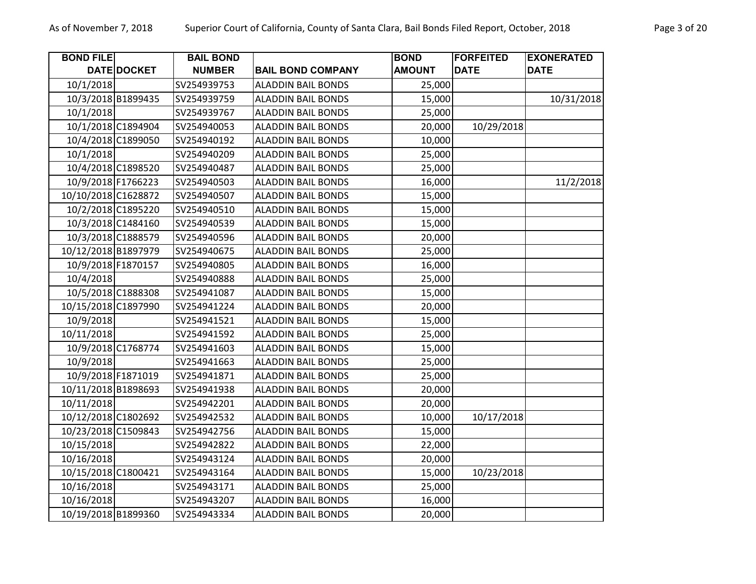| BOND FILE DATE | DOCKET | BAIL BOND NUMBER | BAIL BOND COMPANY | BOND AMOUNT | FORFEITED DATE | EXONERATED DATE |
|---|---|---|---|---|---|---|
| 10/1/2018 | | SV254939753 | ALADDIN BAIL BONDS | 25,000 | | |
| 10/3/2018 | B1899435 | SV254939759 | ALADDIN BAIL BONDS | 15,000 | | 10/31/2018 |
| 10/1/2018 | | SV254939767 | ALADDIN BAIL BONDS | 25,000 | | |
| 10/1/2018 | C1894904 | SV254940053 | ALADDIN BAIL BONDS | 20,000 | 10/29/2018 | |
| 10/4/2018 | C1899050 | SV254940192 | ALADDIN BAIL BONDS | 10,000 | | |
| 10/1/2018 | | SV254940209 | ALADDIN BAIL BONDS | 25,000 | | |
| 10/4/2018 | C1898520 | SV254940487 | ALADDIN BAIL BONDS | 25,000 | | |
| 10/9/2018 | F1766223 | SV254940503 | ALADDIN BAIL BONDS | 16,000 | | 11/2/2018 |
| 10/10/2018 | C1628872 | SV254940507 | ALADDIN BAIL BONDS | 15,000 | | |
| 10/2/2018 | C1895220 | SV254940510 | ALADDIN BAIL BONDS | 15,000 | | |
| 10/3/2018 | C1484160 | SV254940539 | ALADDIN BAIL BONDS | 15,000 | | |
| 10/3/2018 | C1888579 | SV254940596 | ALADDIN BAIL BONDS | 20,000 | | |
| 10/12/2018 | B1897979 | SV254940675 | ALADDIN BAIL BONDS | 25,000 | | |
| 10/9/2018 | F1870157 | SV254940805 | ALADDIN BAIL BONDS | 16,000 | | |
| 10/4/2018 | | SV254940888 | ALADDIN BAIL BONDS | 25,000 | | |
| 10/5/2018 | C1888308 | SV254941087 | ALADDIN BAIL BONDS | 15,000 | | |
| 10/15/2018 | C1897990 | SV254941224 | ALADDIN BAIL BONDS | 20,000 | | |
| 10/9/2018 | | SV254941521 | ALADDIN BAIL BONDS | 15,000 | | |
| 10/11/2018 | | SV254941592 | ALADDIN BAIL BONDS | 25,000 | | |
| 10/9/2018 | C1768774 | SV254941603 | ALADDIN BAIL BONDS | 15,000 | | |
| 10/9/2018 | | SV254941663 | ALADDIN BAIL BONDS | 25,000 | | |
| 10/9/2018 | F1871019 | SV254941871 | ALADDIN BAIL BONDS | 25,000 | | |
| 10/11/2018 | B1898693 | SV254941938 | ALADDIN BAIL BONDS | 20,000 | | |
| 10/11/2018 | | SV254942201 | ALADDIN BAIL BONDS | 20,000 | | |
| 10/12/2018 | C1802692 | SV254942532 | ALADDIN BAIL BONDS | 10,000 | 10/17/2018 | |
| 10/23/2018 | C1509843 | SV254942756 | ALADDIN BAIL BONDS | 15,000 | | |
| 10/15/2018 | | SV254942822 | ALADDIN BAIL BONDS | 22,000 | | |
| 10/16/2018 | | SV254943124 | ALADDIN BAIL BONDS | 20,000 | | |
| 10/15/2018 | C1800421 | SV254943164 | ALADDIN BAIL BONDS | 15,000 | 10/23/2018 | |
| 10/16/2018 | | SV254943171 | ALADDIN BAIL BONDS | 25,000 | | |
| 10/16/2018 | | SV254943207 | ALADDIN BAIL BONDS | 16,000 | | |
| 10/19/2018 | B1899360 | SV254943334 | ALADDIN BAIL BONDS | 20,000 | | |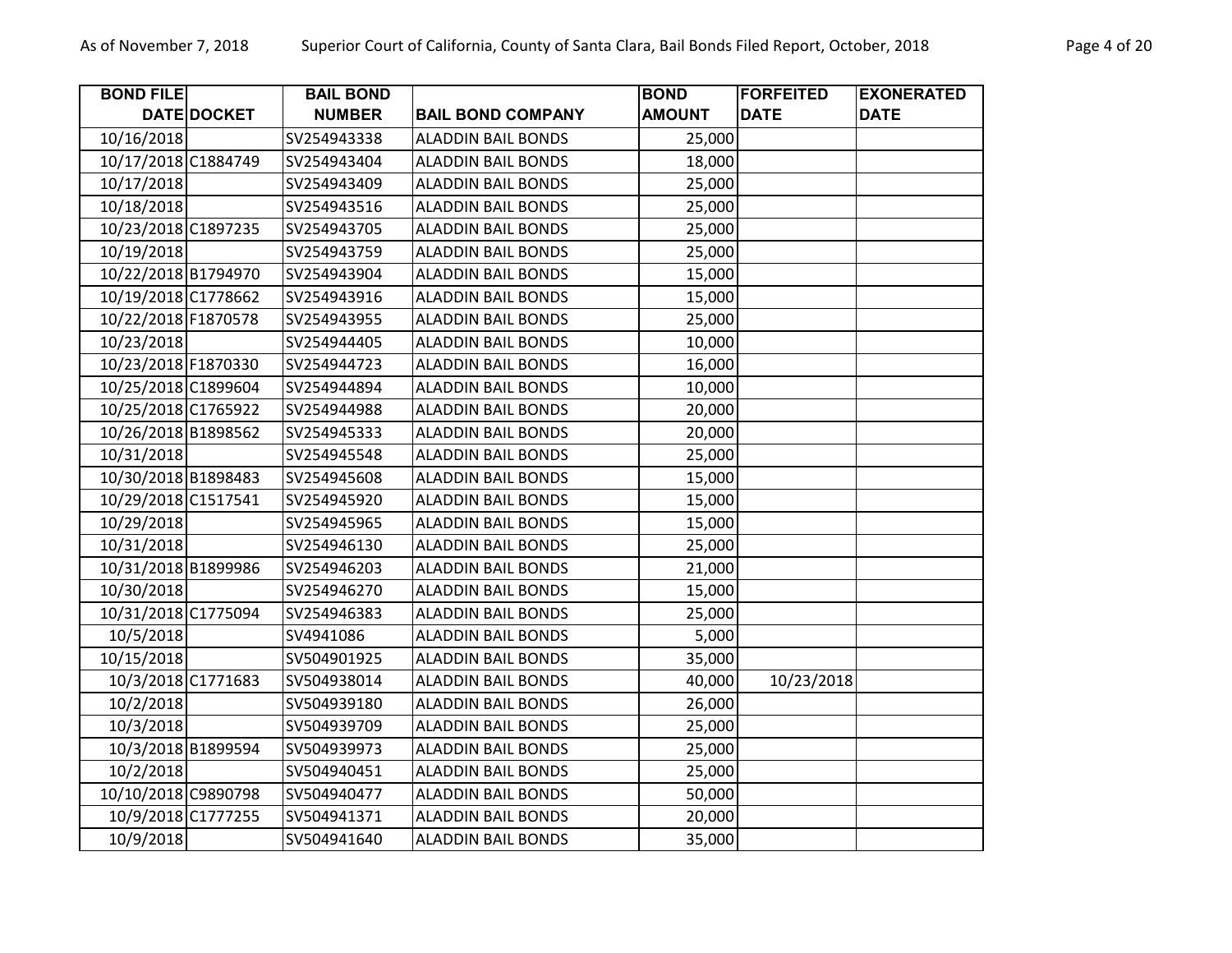| BOND FILE DATE | DOCKET | BAIL BOND NUMBER | BAIL BOND COMPANY | BOND AMOUNT | FORFEITED DATE | EXONERATED DATE |
|---|---|---|---|---|---|---|
| 10/16/2018 | | SV254943338 | ALADDIN BAIL BONDS | 25,000 | | |
| 10/17/2018 | C1884749 | SV254943404 | ALADDIN BAIL BONDS | 18,000 | | |
| 10/17/2018 | | SV254943409 | ALADDIN BAIL BONDS | 25,000 | | |
| 10/18/2018 | | SV254943516 | ALADDIN BAIL BONDS | 25,000 | | |
| 10/23/2018 | C1897235 | SV254943705 | ALADDIN BAIL BONDS | 25,000 | | |
| 10/19/2018 | | SV254943759 | ALADDIN BAIL BONDS | 25,000 | | |
| 10/22/2018 | B1794970 | SV254943904 | ALADDIN BAIL BONDS | 15,000 | | |
| 10/19/2018 | C1778662 | SV254943916 | ALADDIN BAIL BONDS | 15,000 | | |
| 10/22/2018 | F1870578 | SV254943955 | ALADDIN BAIL BONDS | 25,000 | | |
| 10/23/2018 | | SV254944405 | ALADDIN BAIL BONDS | 10,000 | | |
| 10/23/2018 | F1870330 | SV254944723 | ALADDIN BAIL BONDS | 16,000 | | |
| 10/25/2018 | C1899604 | SV254944894 | ALADDIN BAIL BONDS | 10,000 | | |
| 10/25/2018 | C1765922 | SV254944988 | ALADDIN BAIL BONDS | 20,000 | | |
| 10/26/2018 | B1898562 | SV254945333 | ALADDIN BAIL BONDS | 20,000 | | |
| 10/31/2018 | | SV254945548 | ALADDIN BAIL BONDS | 25,000 | | |
| 10/30/2018 | B1898483 | SV254945608 | ALADDIN BAIL BONDS | 15,000 | | |
| 10/29/2018 | C1517541 | SV254945920 | ALADDIN BAIL BONDS | 15,000 | | |
| 10/29/2018 | | SV254945965 | ALADDIN BAIL BONDS | 15,000 | | |
| 10/31/2018 | | SV254946130 | ALADDIN BAIL BONDS | 25,000 | | |
| 10/31/2018 | B1899986 | SV254946203 | ALADDIN BAIL BONDS | 21,000 | | |
| 10/30/2018 | | SV254946270 | ALADDIN BAIL BONDS | 15,000 | | |
| 10/31/2018 | C1775094 | SV254946383 | ALADDIN BAIL BONDS | 25,000 | | |
| 10/5/2018 | | SV4941086 | ALADDIN BAIL BONDS | 5,000 | | |
| 10/15/2018 | | SV504901925 | ALADDIN BAIL BONDS | 35,000 | | |
| 10/3/2018 | C1771683 | SV504938014 | ALADDIN BAIL BONDS | 40,000 | 10/23/2018 | |
| 10/2/2018 | | SV504939180 | ALADDIN BAIL BONDS | 26,000 | | |
| 10/3/2018 | | SV504939709 | ALADDIN BAIL BONDS | 25,000 | | |
| 10/3/2018 | B1899594 | SV504939973 | ALADDIN BAIL BONDS | 25,000 | | |
| 10/2/2018 | | SV504940451 | ALADDIN BAIL BONDS | 25,000 | | |
| 10/10/2018 | C9890798 | SV504940477 | ALADDIN BAIL BONDS | 50,000 | | |
| 10/9/2018 | C1777255 | SV504941371 | ALADDIN BAIL BONDS | 20,000 | | |
| 10/9/2018 | | SV504941640 | ALADDIN BAIL BONDS | 35,000 | | |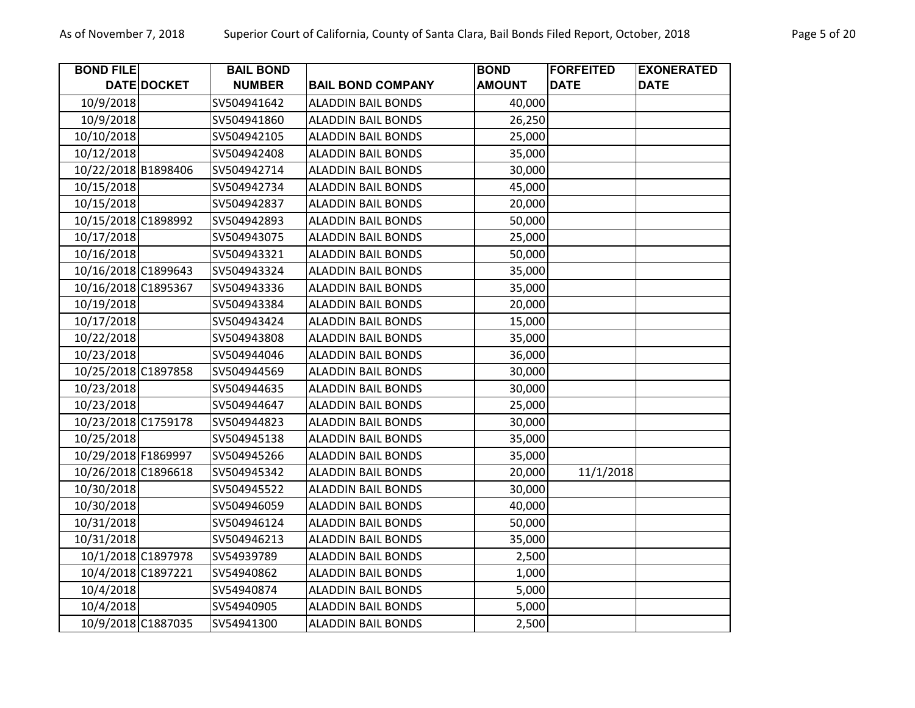| BOND FILE DATE | DOCKET | BAIL BOND NUMBER | BAIL BOND COMPANY | BOND AMOUNT | FORFEITED DATE | EXONERATED DATE |
|---|---|---|---|---|---|---|
| 10/9/2018 | | SV504941642 | ALADDIN BAIL BONDS | 40,000 | | |
| 10/9/2018 | | SV504941860 | ALADDIN BAIL BONDS | 26,250 | | |
| 10/10/2018 | | SV504942105 | ALADDIN BAIL BONDS | 25,000 | | |
| 10/12/2018 | | SV504942408 | ALADDIN BAIL BONDS | 35,000 | | |
| 10/22/2018 | B1898406 | SV504942714 | ALADDIN BAIL BONDS | 30,000 | | |
| 10/15/2018 | | SV504942734 | ALADDIN BAIL BONDS | 45,000 | | |
| 10/15/2018 | | SV504942837 | ALADDIN BAIL BONDS | 20,000 | | |
| 10/15/2018 | C1898992 | SV504942893 | ALADDIN BAIL BONDS | 50,000 | | |
| 10/17/2018 | | SV504943075 | ALADDIN BAIL BONDS | 25,000 | | |
| 10/16/2018 | | SV504943321 | ALADDIN BAIL BONDS | 50,000 | | |
| 10/16/2018 | C1899643 | SV504943324 | ALADDIN BAIL BONDS | 35,000 | | |
| 10/16/2018 | C1895367 | SV504943336 | ALADDIN BAIL BONDS | 35,000 | | |
| 10/19/2018 | | SV504943384 | ALADDIN BAIL BONDS | 20,000 | | |
| 10/17/2018 | | SV504943424 | ALADDIN BAIL BONDS | 15,000 | | |
| 10/22/2018 | | SV504943808 | ALADDIN BAIL BONDS | 35,000 | | |
| 10/23/2018 | | SV504944046 | ALADDIN BAIL BONDS | 36,000 | | |
| 10/25/2018 | C1897858 | SV504944569 | ALADDIN BAIL BONDS | 30,000 | | |
| 10/23/2018 | | SV504944635 | ALADDIN BAIL BONDS | 30,000 | | |
| 10/23/2018 | | SV504944647 | ALADDIN BAIL BONDS | 25,000 | | |
| 10/23/2018 | C1759178 | SV504944823 | ALADDIN BAIL BONDS | 30,000 | | |
| 10/25/2018 | | SV504945138 | ALADDIN BAIL BONDS | 35,000 | | |
| 10/29/2018 | F1869997 | SV504945266 | ALADDIN BAIL BONDS | 35,000 | | |
| 10/26/2018 | C1896618 | SV504945342 | ALADDIN BAIL BONDS | 20,000 | 11/1/2018 | |
| 10/30/2018 | | SV504945522 | ALADDIN BAIL BONDS | 30,000 | | |
| 10/30/2018 | | SV504946059 | ALADDIN BAIL BONDS | 40,000 | | |
| 10/31/2018 | | SV504946124 | ALADDIN BAIL BONDS | 50,000 | | |
| 10/31/2018 | | SV504946213 | ALADDIN BAIL BONDS | 35,000 | | |
| 10/1/2018 | C1897978 | SV54939789 | ALADDIN BAIL BONDS | 2,500 | | |
| 10/4/2018 | C1897221 | SV54940862 | ALADDIN BAIL BONDS | 1,000 | | |
| 10/4/2018 | | SV54940874 | ALADDIN BAIL BONDS | 5,000 | | |
| 10/4/2018 | | SV54940905 | ALADDIN BAIL BONDS | 5,000 | | |
| 10/9/2018 | C1887035 | SV54941300 | ALADDIN BAIL BONDS | 2,500 | | |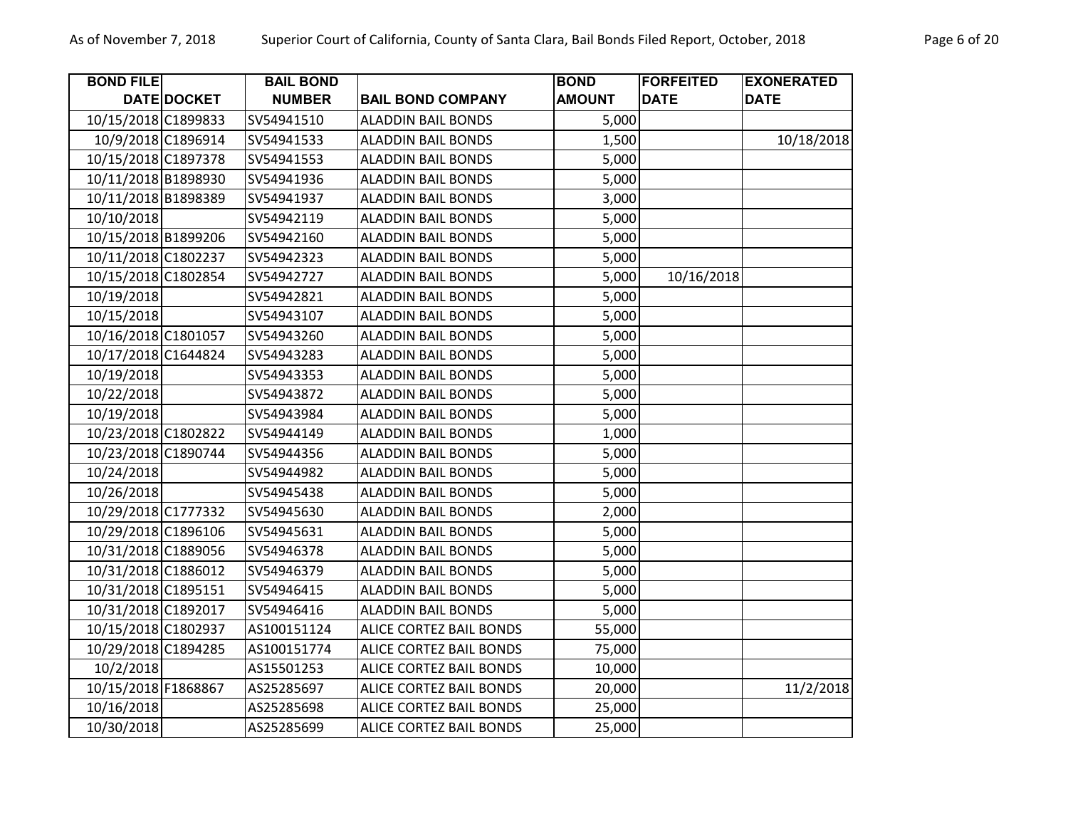| BOND FILE DATE | DOCKET | BAIL BOND NUMBER | BAIL BOND COMPANY | BOND AMOUNT | FORFEITED DATE | EXONERATED DATE |
|---|---|---|---|---|---|---|
| 10/15/2018 | C1899833 | SV54941510 | ALADDIN BAIL BONDS | 5,000 | | |
| 10/9/2018 | C1896914 | SV54941533 | ALADDIN BAIL BONDS | 1,500 | | 10/18/2018 |
| 10/15/2018 | C1897378 | SV54941553 | ALADDIN BAIL BONDS | 5,000 | | |
| 10/11/2018 | B1898930 | SV54941936 | ALADDIN BAIL BONDS | 5,000 | | |
| 10/11/2018 | B1898389 | SV54941937 | ALADDIN BAIL BONDS | 3,000 | | |
| 10/10/2018 | | SV54942119 | ALADDIN BAIL BONDS | 5,000 | | |
| 10/15/2018 | B1899206 | SV54942160 | ALADDIN BAIL BONDS | 5,000 | | |
| 10/11/2018 | C1802237 | SV54942323 | ALADDIN BAIL BONDS | 5,000 | | |
| 10/15/2018 | C1802854 | SV54942727 | ALADDIN BAIL BONDS | 5,000 | 10/16/2018 | |
| 10/19/2018 | | SV54942821 | ALADDIN BAIL BONDS | 5,000 | | |
| 10/15/2018 | | SV54943107 | ALADDIN BAIL BONDS | 5,000 | | |
| 10/16/2018 | C1801057 | SV54943260 | ALADDIN BAIL BONDS | 5,000 | | |
| 10/17/2018 | C1644824 | SV54943283 | ALADDIN BAIL BONDS | 5,000 | | |
| 10/19/2018 | | SV54943353 | ALADDIN BAIL BONDS | 5,000 | | |
| 10/22/2018 | | SV54943872 | ALADDIN BAIL BONDS | 5,000 | | |
| 10/19/2018 | | SV54943984 | ALADDIN BAIL BONDS | 5,000 | | |
| 10/23/2018 | C1802822 | SV54944149 | ALADDIN BAIL BONDS | 1,000 | | |
| 10/23/2018 | C1890744 | SV54944356 | ALADDIN BAIL BONDS | 5,000 | | |
| 10/24/2018 | | SV54944982 | ALADDIN BAIL BONDS | 5,000 | | |
| 10/26/2018 | | SV54945438 | ALADDIN BAIL BONDS | 5,000 | | |
| 10/29/2018 | C1777332 | SV54945630 | ALADDIN BAIL BONDS | 2,000 | | |
| 10/29/2018 | C1896106 | SV54945631 | ALADDIN BAIL BONDS | 5,000 | | |
| 10/31/2018 | C1889056 | SV54946378 | ALADDIN BAIL BONDS | 5,000 | | |
| 10/31/2018 | C1886012 | SV54946379 | ALADDIN BAIL BONDS | 5,000 | | |
| 10/31/2018 | C1895151 | SV54946415 | ALADDIN BAIL BONDS | 5,000 | | |
| 10/31/2018 | C1892017 | SV54946416 | ALADDIN BAIL BONDS | 5,000 | | |
| 10/15/2018 | C1802937 | AS100151124 | ALICE CORTEZ BAIL BONDS | 55,000 | | |
| 10/29/2018 | C1894285 | AS100151774 | ALICE CORTEZ BAIL BONDS | 75,000 | | |
| 10/2/2018 | | AS15501253 | ALICE CORTEZ BAIL BONDS | 10,000 | | |
| 10/15/2018 | F1868867 | AS25285697 | ALICE CORTEZ BAIL BONDS | 20,000 | | 11/2/2018 |
| 10/16/2018 | | AS25285698 | ALICE CORTEZ BAIL BONDS | 25,000 | | |
| 10/30/2018 | | AS25285699 | ALICE CORTEZ BAIL BONDS | 25,000 | | |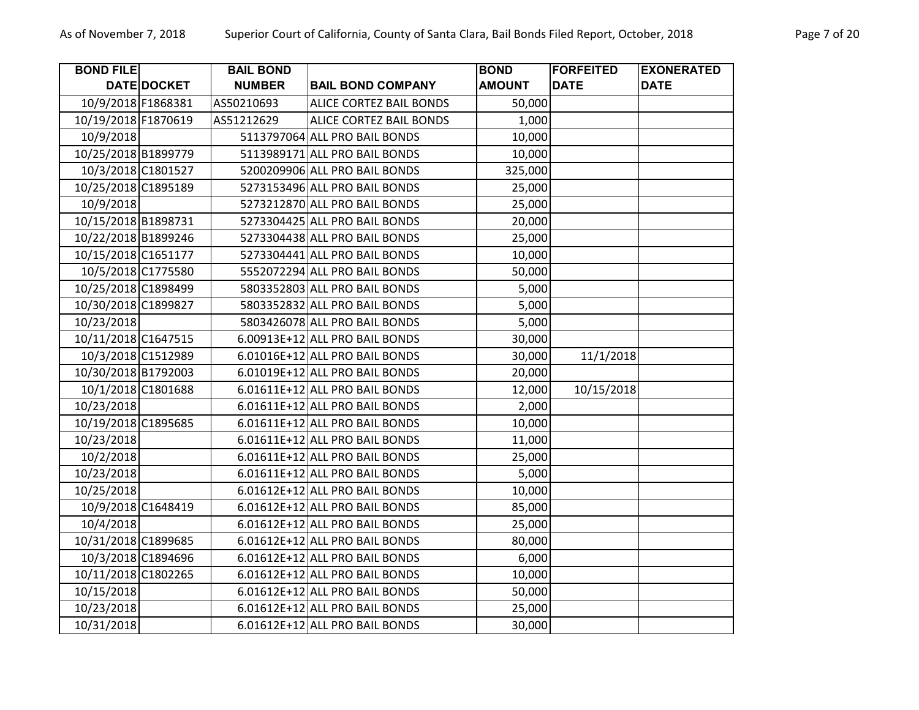| BOND FILE DATE | DOCKET | BAIL BOND NUMBER | BAIL BOND COMPANY | BOND AMOUNT | FORFEITED DATE | EXONERATED DATE |
|---|---|---|---|---|---|---|
| 10/9/2018 | F1868381 | AS50210693 | ALICE CORTEZ BAIL BONDS | 50,000 | | |
| 10/19/2018 | F1870619 | AS51212629 | ALICE CORTEZ BAIL BONDS | 1,000 | | |
| 10/9/2018 | | 5113797064 | ALL PRO BAIL BONDS | 10,000 | | |
| 10/25/2018 | B1899779 | 5113989171 | ALL PRO BAIL BONDS | 10,000 | | |
| 10/3/2018 | C1801527 | 5200209906 | ALL PRO BAIL BONDS | 325,000 | | |
| 10/25/2018 | C1895189 | 5273153496 | ALL PRO BAIL BONDS | 25,000 | | |
| 10/9/2018 | | 5273212870 | ALL PRO BAIL BONDS | 25,000 | | |
| 10/15/2018 | B1898731 | 5273304425 | ALL PRO BAIL BONDS | 20,000 | | |
| 10/22/2018 | B1899246 | 5273304438 | ALL PRO BAIL BONDS | 25,000 | | |
| 10/15/2018 | C1651177 | 5273304441 | ALL PRO BAIL BONDS | 10,000 | | |
| 10/5/2018 | C1775580 | 5552072294 | ALL PRO BAIL BONDS | 50,000 | | |
| 10/25/2018 | C1898499 | 5803352803 | ALL PRO BAIL BONDS | 5,000 | | |
| 10/30/2018 | C1899827 | 5803352832 | ALL PRO BAIL BONDS | 5,000 | | |
| 10/23/2018 | | 5803426078 | ALL PRO BAIL BONDS | 5,000 | | |
| 10/11/2018 | C1647515 | 6.00913E+12 | ALL PRO BAIL BONDS | 30,000 | | |
| 10/3/2018 | C1512989 | 6.01016E+12 | ALL PRO BAIL BONDS | 30,000 | 11/1/2018 | |
| 10/30/2018 | B1792003 | 6.01019E+12 | ALL PRO BAIL BONDS | 20,000 | | |
| 10/1/2018 | C1801688 | 6.01611E+12 | ALL PRO BAIL BONDS | 12,000 | 10/15/2018 | |
| 10/23/2018 | | 6.01611E+12 | ALL PRO BAIL BONDS | 2,000 | | |
| 10/19/2018 | C1895685 | 6.01611E+12 | ALL PRO BAIL BONDS | 10,000 | | |
| 10/23/2018 | | 6.01611E+12 | ALL PRO BAIL BONDS | 11,000 | | |
| 10/2/2018 | | 6.01611E+12 | ALL PRO BAIL BONDS | 25,000 | | |
| 10/23/2018 | | 6.01611E+12 | ALL PRO BAIL BONDS | 5,000 | | |
| 10/25/2018 | | 6.01612E+12 | ALL PRO BAIL BONDS | 10,000 | | |
| 10/9/2018 | C1648419 | 6.01612E+12 | ALL PRO BAIL BONDS | 85,000 | | |
| 10/4/2018 | | 6.01612E+12 | ALL PRO BAIL BONDS | 25,000 | | |
| 10/31/2018 | C1899685 | 6.01612E+12 | ALL PRO BAIL BONDS | 80,000 | | |
| 10/3/2018 | C1894696 | 6.01612E+12 | ALL PRO BAIL BONDS | 6,000 | | |
| 10/11/2018 | C1802265 | 6.01612E+12 | ALL PRO BAIL BONDS | 10,000 | | |
| 10/15/2018 | | 6.01612E+12 | ALL PRO BAIL BONDS | 50,000 | | |
| 10/23/2018 | | 6.01612E+12 | ALL PRO BAIL BONDS | 25,000 | | |
| 10/31/2018 | | 6.01612E+12 | ALL PRO BAIL BONDS | 30,000 | | |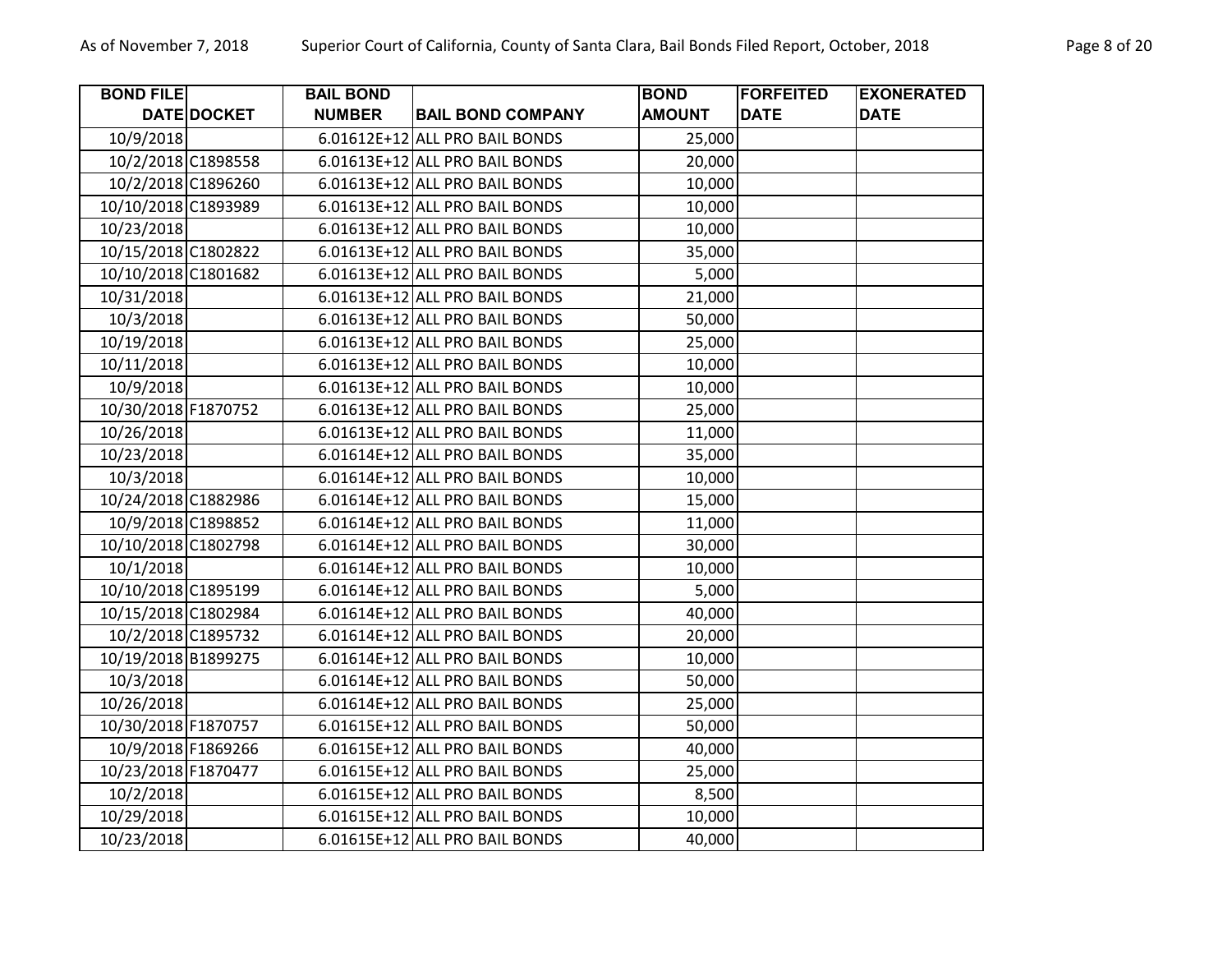| BOND FILE DATE | DOCKET | BAIL BOND NUMBER | BAIL BOND COMPANY | BOND AMOUNT | FORFEITED DATE | EXONERATED DATE |
|---|---|---|---|---|---|---|
| 10/9/2018 | | 6.01612E+12 | ALL PRO BAIL BONDS | 25,000 | | |
| 10/2/2018 | C1898558 | 6.01613E+12 | ALL PRO BAIL BONDS | 20,000 | | |
| 10/2/2018 | C1896260 | 6.01613E+12 | ALL PRO BAIL BONDS | 10,000 | | |
| 10/10/2018 | C1893989 | 6.01613E+12 | ALL PRO BAIL BONDS | 10,000 | | |
| 10/23/2018 | | 6.01613E+12 | ALL PRO BAIL BONDS | 10,000 | | |
| 10/15/2018 | C1802822 | 6.01613E+12 | ALL PRO BAIL BONDS | 35,000 | | |
| 10/10/2018 | C1801682 | 6.01613E+12 | ALL PRO BAIL BONDS | 5,000 | | |
| 10/31/2018 | | 6.01613E+12 | ALL PRO BAIL BONDS | 21,000 | | |
| 10/3/2018 | | 6.01613E+12 | ALL PRO BAIL BONDS | 50,000 | | |
| 10/19/2018 | | 6.01613E+12 | ALL PRO BAIL BONDS | 25,000 | | |
| 10/11/2018 | | 6.01613E+12 | ALL PRO BAIL BONDS | 10,000 | | |
| 10/9/2018 | | 6.01613E+12 | ALL PRO BAIL BONDS | 10,000 | | |
| 10/30/2018 | F1870752 | 6.01613E+12 | ALL PRO BAIL BONDS | 25,000 | | |
| 10/26/2018 | | 6.01613E+12 | ALL PRO BAIL BONDS | 11,000 | | |
| 10/23/2018 | | 6.01614E+12 | ALL PRO BAIL BONDS | 35,000 | | |
| 10/3/2018 | | 6.01614E+12 | ALL PRO BAIL BONDS | 10,000 | | |
| 10/24/2018 | C1882986 | 6.01614E+12 | ALL PRO BAIL BONDS | 15,000 | | |
| 10/9/2018 | C1898852 | 6.01614E+12 | ALL PRO BAIL BONDS | 11,000 | | |
| 10/10/2018 | C1802798 | 6.01614E+12 | ALL PRO BAIL BONDS | 30,000 | | |
| 10/1/2018 | | 6.01614E+12 | ALL PRO BAIL BONDS | 10,000 | | |
| 10/10/2018 | C1895199 | 6.01614E+12 | ALL PRO BAIL BONDS | 5,000 | | |
| 10/15/2018 | C1802984 | 6.01614E+12 | ALL PRO BAIL BONDS | 40,000 | | |
| 10/2/2018 | C1895732 | 6.01614E+12 | ALL PRO BAIL BONDS | 20,000 | | |
| 10/19/2018 | B1899275 | 6.01614E+12 | ALL PRO BAIL BONDS | 10,000 | | |
| 10/3/2018 | | 6.01614E+12 | ALL PRO BAIL BONDS | 50,000 | | |
| 10/26/2018 | | 6.01614E+12 | ALL PRO BAIL BONDS | 25,000 | | |
| 10/30/2018 | F1870757 | 6.01615E+12 | ALL PRO BAIL BONDS | 50,000 | | |
| 10/9/2018 | F1869266 | 6.01615E+12 | ALL PRO BAIL BONDS | 40,000 | | |
| 10/23/2018 | F1870477 | 6.01615E+12 | ALL PRO BAIL BONDS | 25,000 | | |
| 10/2/2018 | | 6.01615E+12 | ALL PRO BAIL BONDS | 8,500 | | |
| 10/29/2018 | | 6.01615E+12 | ALL PRO BAIL BONDS | 10,000 | | |
| 10/23/2018 | | 6.01615E+12 | ALL PRO BAIL BONDS | 40,000 | | |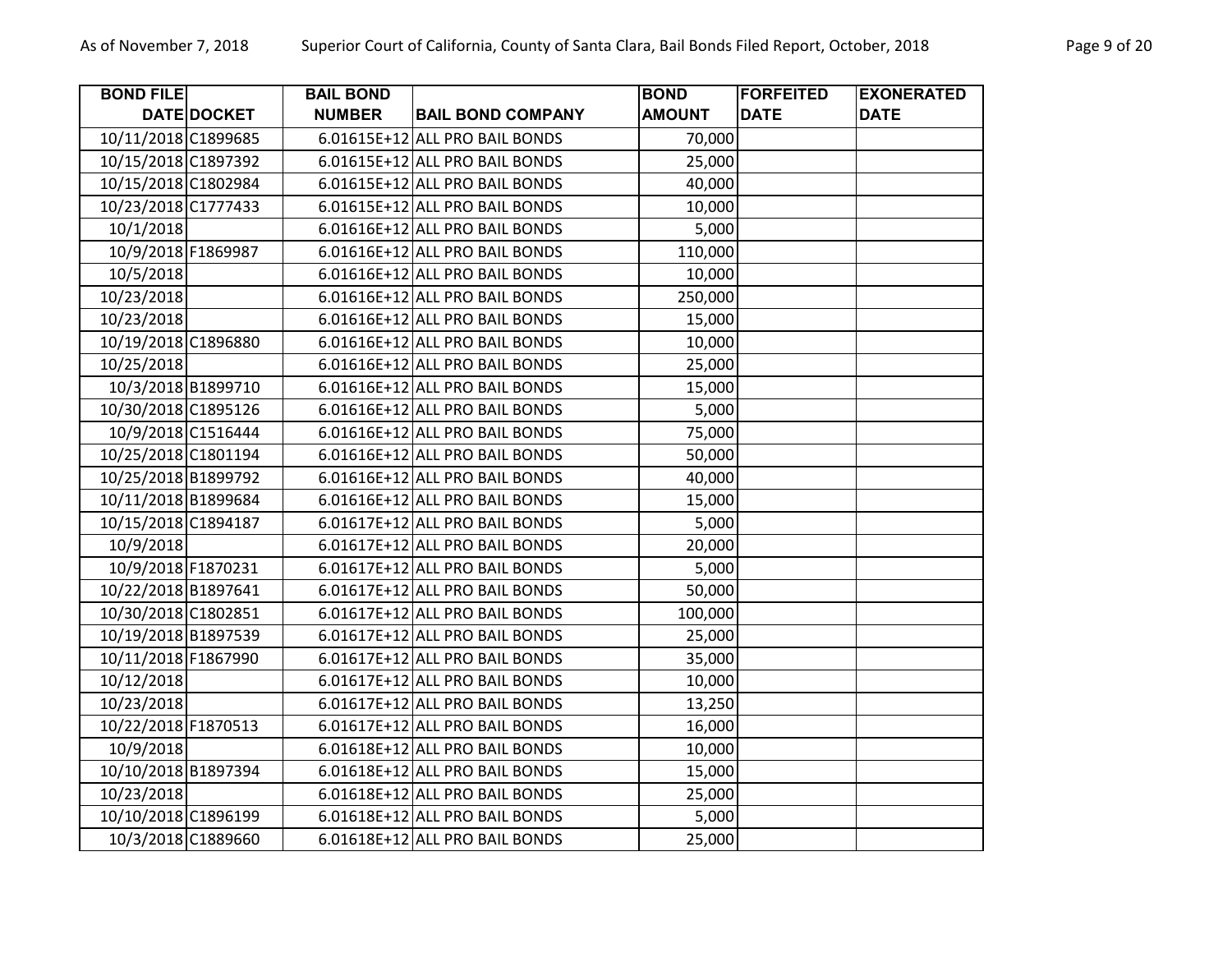| BOND FILE DATE | DOCKET | BAIL BOND NUMBER | BAIL BOND COMPANY | BOND AMOUNT | FORFEITED DATE | EXONERATED DATE |
|---|---|---|---|---|---|---|
| 10/11/2018 | C1899685 | 6.01615E+12 | ALL PRO BAIL BONDS | 70,000 | | |
| 10/15/2018 | C1897392 | 6.01615E+12 | ALL PRO BAIL BONDS | 25,000 | | |
| 10/15/2018 | C1802984 | 6.01615E+12 | ALL PRO BAIL BONDS | 40,000 | | |
| 10/23/2018 | C1777433 | 6.01615E+12 | ALL PRO BAIL BONDS | 10,000 | | |
| 10/1/2018 | | 6.01616E+12 | ALL PRO BAIL BONDS | 5,000 | | |
| 10/9/2018 | F1869987 | 6.01616E+12 | ALL PRO BAIL BONDS | 110,000 | | |
| 10/5/2018 | | 6.01616E+12 | ALL PRO BAIL BONDS | 10,000 | | |
| 10/23/2018 | | 6.01616E+12 | ALL PRO BAIL BONDS | 250,000 | | |
| 10/23/2018 | | 6.01616E+12 | ALL PRO BAIL BONDS | 15,000 | | |
| 10/19/2018 | C1896880 | 6.01616E+12 | ALL PRO BAIL BONDS | 10,000 | | |
| 10/25/2018 | | 6.01616E+12 | ALL PRO BAIL BONDS | 25,000 | | |
| 10/3/2018 | B1899710 | 6.01616E+12 | ALL PRO BAIL BONDS | 15,000 | | |
| 10/30/2018 | C1895126 | 6.01616E+12 | ALL PRO BAIL BONDS | 5,000 | | |
| 10/9/2018 | C1516444 | 6.01616E+12 | ALL PRO BAIL BONDS | 75,000 | | |
| 10/25/2018 | C1801194 | 6.01616E+12 | ALL PRO BAIL BONDS | 50,000 | | |
| 10/25/2018 | B1899792 | 6.01616E+12 | ALL PRO BAIL BONDS | 40,000 | | |
| 10/11/2018 | B1899684 | 6.01616E+12 | ALL PRO BAIL BONDS | 15,000 | | |
| 10/15/2018 | C1894187 | 6.01617E+12 | ALL PRO BAIL BONDS | 5,000 | | |
| 10/9/2018 | | 6.01617E+12 | ALL PRO BAIL BONDS | 20,000 | | |
| 10/9/2018 | F1870231 | 6.01617E+12 | ALL PRO BAIL BONDS | 5,000 | | |
| 10/22/2018 | B1897641 | 6.01617E+12 | ALL PRO BAIL BONDS | 50,000 | | |
| 10/30/2018 | C1802851 | 6.01617E+12 | ALL PRO BAIL BONDS | 100,000 | | |
| 10/19/2018 | B1897539 | 6.01617E+12 | ALL PRO BAIL BONDS | 25,000 | | |
| 10/11/2018 | F1867990 | 6.01617E+12 | ALL PRO BAIL BONDS | 35,000 | | |
| 10/12/2018 | | 6.01617E+12 | ALL PRO BAIL BONDS | 10,000 | | |
| 10/23/2018 | | 6.01617E+12 | ALL PRO BAIL BONDS | 13,250 | | |
| 10/22/2018 | F1870513 | 6.01617E+12 | ALL PRO BAIL BONDS | 16,000 | | |
| 10/9/2018 | | 6.01618E+12 | ALL PRO BAIL BONDS | 10,000 | | |
| 10/10/2018 | B1897394 | 6.01618E+12 | ALL PRO BAIL BONDS | 15,000 | | |
| 10/23/2018 | | 6.01618E+12 | ALL PRO BAIL BONDS | 25,000 | | |
| 10/10/2018 | C1896199 | 6.01618E+12 | ALL PRO BAIL BONDS | 5,000 | | |
| 10/3/2018 | C1889660 | 6.01618E+12 | ALL PRO BAIL BONDS | 25,000 | | |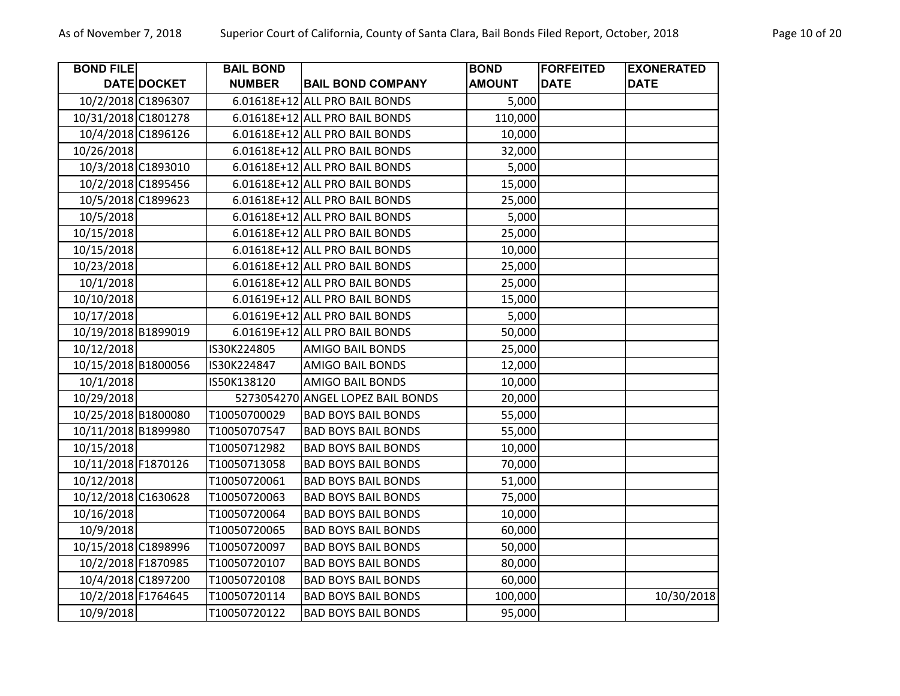| BOND FILE DATE | DOCKET | BAIL BOND NUMBER | BAIL BOND COMPANY | BOND AMOUNT | FORFEITED DATE | EXONERATED DATE |
|---|---|---|---|---|---|---|
| 10/2/2018 | C1896307 | 6.01618E+12 | ALL PRO BAIL BONDS | 5,000 | | |
| 10/31/2018 | C1801278 | 6.01618E+12 | ALL PRO BAIL BONDS | 110,000 | | |
| 10/4/2018 | C1896126 | 6.01618E+12 | ALL PRO BAIL BONDS | 10,000 | | |
| 10/26/2018 | | 6.01618E+12 | ALL PRO BAIL BONDS | 32,000 | | |
| 10/3/2018 | C1893010 | 6.01618E+12 | ALL PRO BAIL BONDS | 5,000 | | |
| 10/2/2018 | C1895456 | 6.01618E+12 | ALL PRO BAIL BONDS | 15,000 | | |
| 10/5/2018 | C1899623 | 6.01618E+12 | ALL PRO BAIL BONDS | 25,000 | | |
| 10/5/2018 | | 6.01618E+12 | ALL PRO BAIL BONDS | 5,000 | | |
| 10/15/2018 | | 6.01618E+12 | ALL PRO BAIL BONDS | 25,000 | | |
| 10/15/2018 | | 6.01618E+12 | ALL PRO BAIL BONDS | 10,000 | | |
| 10/23/2018 | | 6.01618E+12 | ALL PRO BAIL BONDS | 25,000 | | |
| 10/1/2018 | | 6.01618E+12 | ALL PRO BAIL BONDS | 25,000 | | |
| 10/10/2018 | | 6.01619E+12 | ALL PRO BAIL BONDS | 15,000 | | |
| 10/17/2018 | | 6.01619E+12 | ALL PRO BAIL BONDS | 5,000 | | |
| 10/19/2018 | B1899019 | 6.01619E+12 | ALL PRO BAIL BONDS | 50,000 | | |
| 10/12/2018 | | IS30K224805 | AMIGO BAIL BONDS | 25,000 | | |
| 10/15/2018 | B1800056 | IS30K224847 | AMIGO BAIL BONDS | 12,000 | | |
| 10/1/2018 | | IS50K138120 | AMIGO BAIL BONDS | 10,000 | | |
| 10/29/2018 | | 5273054270 | ANGEL LOPEZ BAIL BONDS | 20,000 | | |
| 10/25/2018 | B1800080 | T10050700029 | BAD BOYS BAIL BONDS | 55,000 | | |
| 10/11/2018 | B1899980 | T10050707547 | BAD BOYS BAIL BONDS | 55,000 | | |
| 10/15/2018 | | T10050712982 | BAD BOYS BAIL BONDS | 10,000 | | |
| 10/11/2018 | F1870126 | T10050713058 | BAD BOYS BAIL BONDS | 70,000 | | |
| 10/12/2018 | | T10050720061 | BAD BOYS BAIL BONDS | 51,000 | | |
| 10/12/2018 | C1630628 | T10050720063 | BAD BOYS BAIL BONDS | 75,000 | | |
| 10/16/2018 | | T10050720064 | BAD BOYS BAIL BONDS | 10,000 | | |
| 10/9/2018 | | T10050720065 | BAD BOYS BAIL BONDS | 60,000 | | |
| 10/15/2018 | C1898996 | T10050720097 | BAD BOYS BAIL BONDS | 50,000 | | |
| 10/2/2018 | F1870985 | T10050720107 | BAD BOYS BAIL BONDS | 80,000 | | |
| 10/4/2018 | C1897200 | T10050720108 | BAD BOYS BAIL BONDS | 60,000 | | |
| 10/2/2018 | F1764645 | T10050720114 | BAD BOYS BAIL BONDS | 100,000 | | 10/30/2018 |
| 10/9/2018 | | T10050720122 | BAD BOYS BAIL BONDS | 95,000 | | |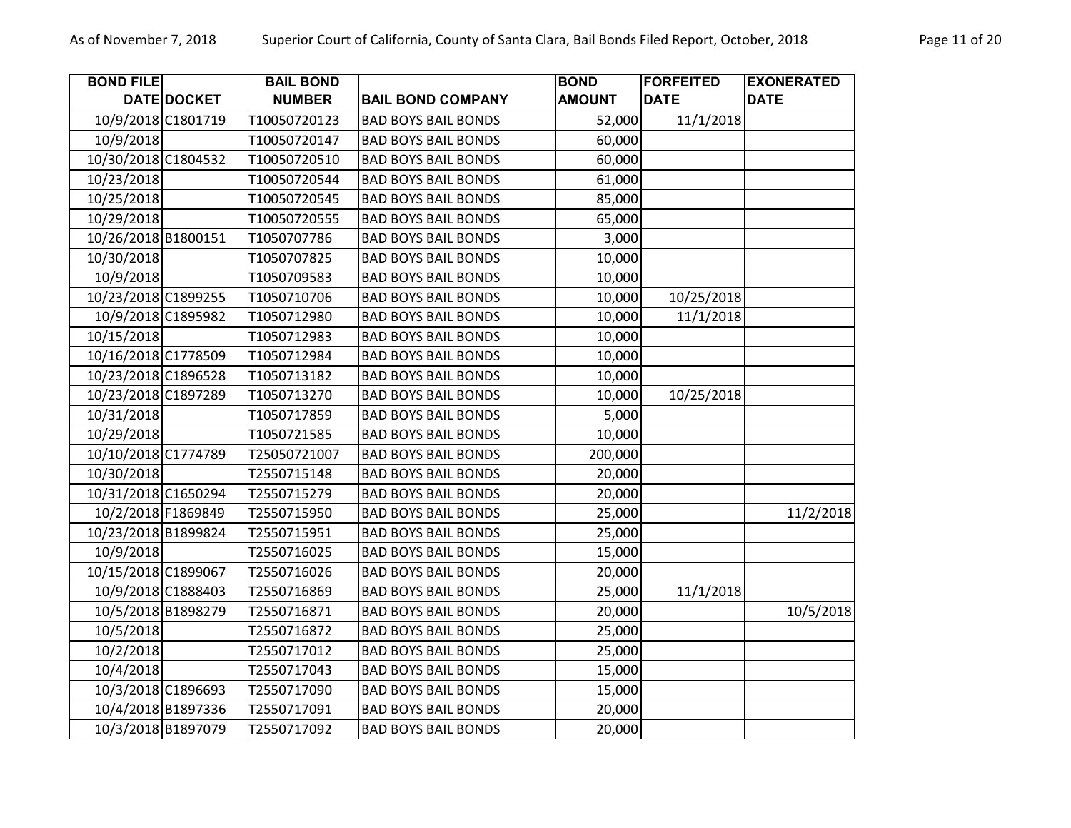| BOND FILE DATE | DOCKET | BAIL BOND NUMBER | BAIL BOND COMPANY | BOND AMOUNT | FORFEITED DATE | EXONERATED DATE |
|---|---|---|---|---|---|---|
| 10/9/2018 | C1801719 | T10050720123 | BAD BOYS BAIL BONDS | 52,000 | 11/1/2018 | |
| 10/9/2018 | | T10050720147 | BAD BOYS BAIL BONDS | 60,000 | | |
| 10/30/2018 | C1804532 | T10050720510 | BAD BOYS BAIL BONDS | 60,000 | | |
| 10/23/2018 | | T10050720544 | BAD BOYS BAIL BONDS | 61,000 | | |
| 10/25/2018 | | T10050720545 | BAD BOYS BAIL BONDS | 85,000 | | |
| 10/29/2018 | | T10050720555 | BAD BOYS BAIL BONDS | 65,000 | | |
| 10/26/2018 | B1800151 | T1050707786 | BAD BOYS BAIL BONDS | 3,000 | | |
| 10/30/2018 | | T1050707825 | BAD BOYS BAIL BONDS | 10,000 | | |
| 10/9/2018 | | T1050709583 | BAD BOYS BAIL BONDS | 10,000 | | |
| 10/23/2018 | C1899255 | T1050710706 | BAD BOYS BAIL BONDS | 10,000 | 10/25/2018 | |
| 10/9/2018 | C1895982 | T1050712980 | BAD BOYS BAIL BONDS | 10,000 | 11/1/2018 | |
| 10/15/2018 | | T1050712983 | BAD BOYS BAIL BONDS | 10,000 | | |
| 10/16/2018 | C1778509 | T1050712984 | BAD BOYS BAIL BONDS | 10,000 | | |
| 10/23/2018 | C1896528 | T1050713182 | BAD BOYS BAIL BONDS | 10,000 | | |
| 10/23/2018 | C1897289 | T1050713270 | BAD BOYS BAIL BONDS | 10,000 | 10/25/2018 | |
| 10/31/2018 | | T1050717859 | BAD BOYS BAIL BONDS | 5,000 | | |
| 10/29/2018 | | T1050721585 | BAD BOYS BAIL BONDS | 10,000 | | |
| 10/10/2018 | C1774789 | T25050721007 | BAD BOYS BAIL BONDS | 200,000 | | |
| 10/30/2018 | | T2550715148 | BAD BOYS BAIL BONDS | 20,000 | | |
| 10/31/2018 | C1650294 | T2550715279 | BAD BOYS BAIL BONDS | 20,000 | | |
| 10/2/2018 | F1869849 | T2550715950 | BAD BOYS BAIL BONDS | 25,000 | | 11/2/2018 |
| 10/23/2018 | B1899824 | T2550715951 | BAD BOYS BAIL BONDS | 25,000 | | |
| 10/9/2018 | | T2550716025 | BAD BOYS BAIL BONDS | 15,000 | | |
| 10/15/2018 | C1899067 | T2550716026 | BAD BOYS BAIL BONDS | 20,000 | | |
| 10/9/2018 | C1888403 | T2550716869 | BAD BOYS BAIL BONDS | 25,000 | 11/1/2018 | |
| 10/5/2018 | B1898279 | T2550716871 | BAD BOYS BAIL BONDS | 20,000 | | 10/5/2018 |
| 10/5/2018 | | T2550716872 | BAD BOYS BAIL BONDS | 25,000 | | |
| 10/2/2018 | | T2550717012 | BAD BOYS BAIL BONDS | 25,000 | | |
| 10/4/2018 | | T2550717043 | BAD BOYS BAIL BONDS | 15,000 | | |
| 10/3/2018 | C1896693 | T2550717090 | BAD BOYS BAIL BONDS | 15,000 | | |
| 10/4/2018 | B1897336 | T2550717091 | BAD BOYS BAIL BONDS | 20,000 | | |
| 10/3/2018 | B1897079 | T2550717092 | BAD BOYS BAIL BONDS | 20,000 | | |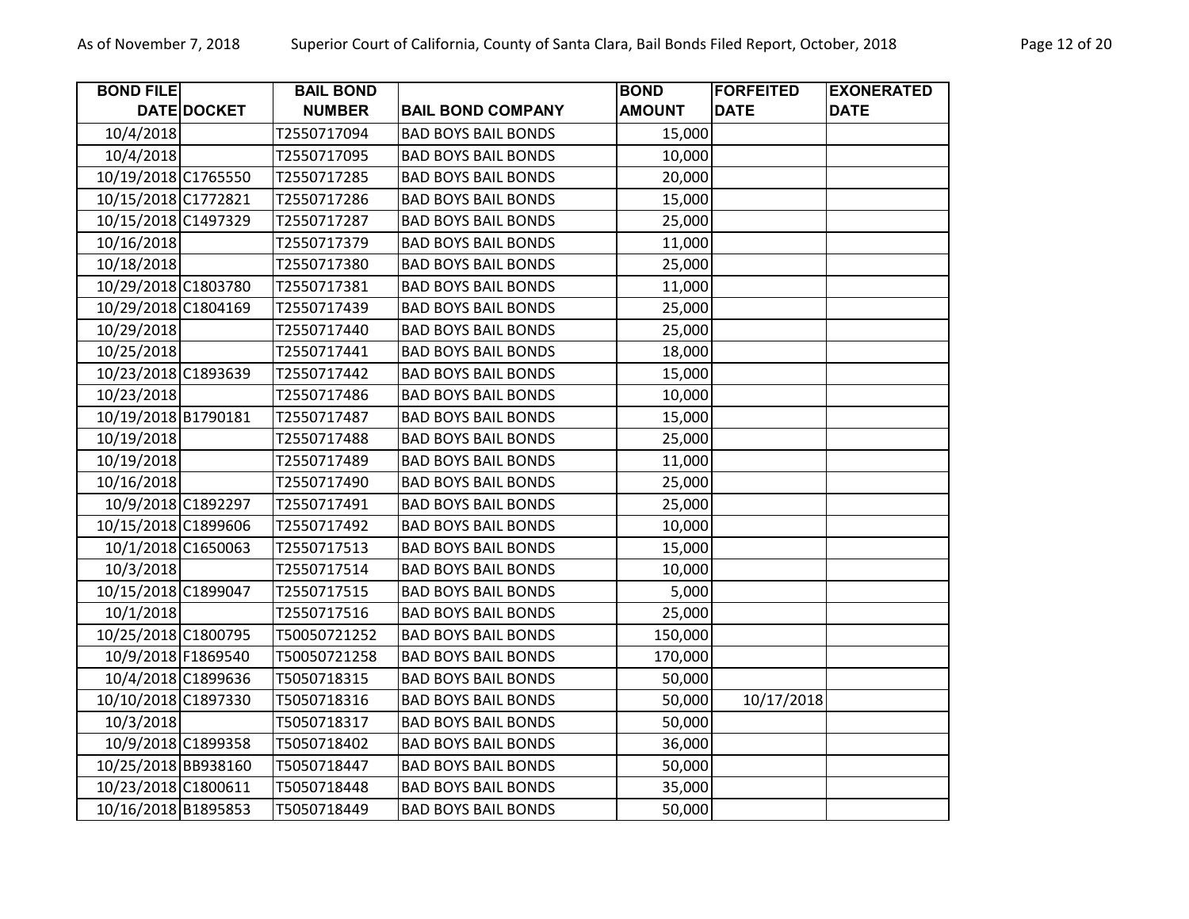| BOND FILE DATE | DOCKET | BAIL BOND NUMBER | BAIL BOND COMPANY | BOND AMOUNT | FORFEITED DATE | EXONERATED DATE |
|---|---|---|---|---|---|---|
| 10/4/2018 | | T2550717094 | BAD BOYS BAIL BONDS | 15,000 | | |
| 10/4/2018 | | T2550717095 | BAD BOYS BAIL BONDS | 10,000 | | |
| 10/19/2018 | C1765550 | T2550717285 | BAD BOYS BAIL BONDS | 20,000 | | |
| 10/15/2018 | C1772821 | T2550717286 | BAD BOYS BAIL BONDS | 15,000 | | |
| 10/15/2018 | C1497329 | T2550717287 | BAD BOYS BAIL BONDS | 25,000 | | |
| 10/16/2018 | | T2550717379 | BAD BOYS BAIL BONDS | 11,000 | | |
| 10/18/2018 | | T2550717380 | BAD BOYS BAIL BONDS | 25,000 | | |
| 10/29/2018 | C1803780 | T2550717381 | BAD BOYS BAIL BONDS | 11,000 | | |
| 10/29/2018 | C1804169 | T2550717439 | BAD BOYS BAIL BONDS | 25,000 | | |
| 10/29/2018 | | T2550717440 | BAD BOYS BAIL BONDS | 25,000 | | |
| 10/25/2018 | | T2550717441 | BAD BOYS BAIL BONDS | 18,000 | | |
| 10/23/2018 | C1893639 | T2550717442 | BAD BOYS BAIL BONDS | 15,000 | | |
| 10/23/2018 | | T2550717486 | BAD BOYS BAIL BONDS | 10,000 | | |
| 10/19/2018 | B1790181 | T2550717487 | BAD BOYS BAIL BONDS | 15,000 | | |
| 10/19/2018 | | T2550717488 | BAD BOYS BAIL BONDS | 25,000 | | |
| 10/19/2018 | | T2550717489 | BAD BOYS BAIL BONDS | 11,000 | | |
| 10/16/2018 | | T2550717490 | BAD BOYS BAIL BONDS | 25,000 | | |
| 10/9/2018 | C1892297 | T2550717491 | BAD BOYS BAIL BONDS | 25,000 | | |
| 10/15/2018 | C1899606 | T2550717492 | BAD BOYS BAIL BONDS | 10,000 | | |
| 10/1/2018 | C1650063 | T2550717513 | BAD BOYS BAIL BONDS | 15,000 | | |
| 10/3/2018 | | T2550717514 | BAD BOYS BAIL BONDS | 10,000 | | |
| 10/15/2018 | C1899047 | T2550717515 | BAD BOYS BAIL BONDS | 5,000 | | |
| 10/1/2018 | | T2550717516 | BAD BOYS BAIL BONDS | 25,000 | | |
| 10/25/2018 | C1800795 | T50050721252 | BAD BOYS BAIL BONDS | 150,000 | | |
| 10/9/2018 | F1869540 | T50050721258 | BAD BOYS BAIL BONDS | 170,000 | | |
| 10/4/2018 | C1899636 | T5050718315 | BAD BOYS BAIL BONDS | 50,000 | | |
| 10/10/2018 | C1897330 | T5050718316 | BAD BOYS BAIL BONDS | 50,000 | 10/17/2018 | |
| 10/3/2018 | | T5050718317 | BAD BOYS BAIL BONDS | 50,000 | | |
| 10/9/2018 | C1899358 | T5050718402 | BAD BOYS BAIL BONDS | 36,000 | | |
| 10/25/2018 | BB938160 | T5050718447 | BAD BOYS BAIL BONDS | 50,000 | | |
| 10/23/2018 | C1800611 | T5050718448 | BAD BOYS BAIL BONDS | 35,000 | | |
| 10/16/2018 | B1895853 | T5050718449 | BAD BOYS BAIL BONDS | 50,000 | | |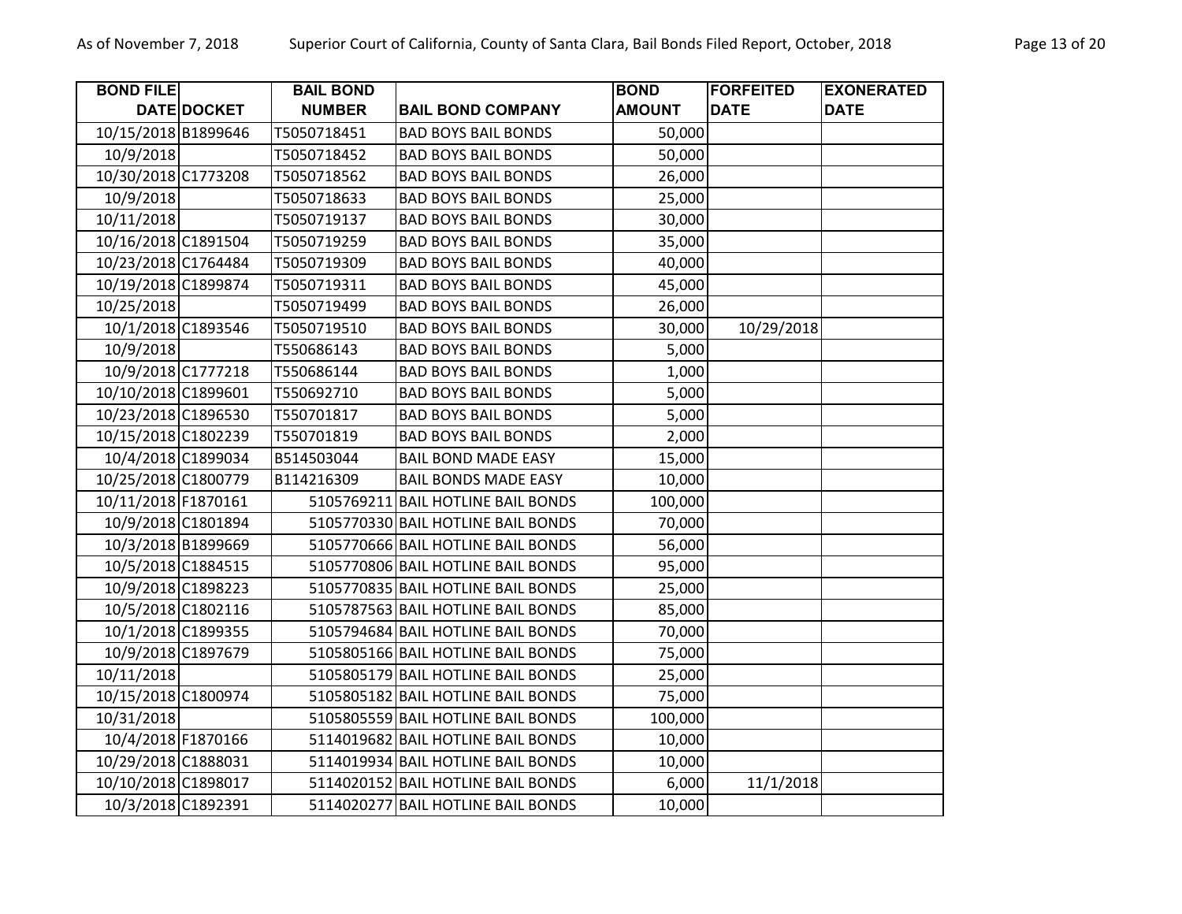| BOND FILE DATE | DOCKET | BAIL BOND NUMBER | BAIL BOND COMPANY | BOND AMOUNT | FORFEITED DATE | EXONERATED DATE |
|---|---|---|---|---|---|---|
| 10/15/2018 | B1899646 | T5050718451 | BAD BOYS BAIL BONDS | 50,000 | | |
| 10/9/2018 | | T5050718452 | BAD BOYS BAIL BONDS | 50,000 | | |
| 10/30/2018 | C1773208 | T5050718562 | BAD BOYS BAIL BONDS | 26,000 | | |
| 10/9/2018 | | T5050718633 | BAD BOYS BAIL BONDS | 25,000 | | |
| 10/11/2018 | | T5050719137 | BAD BOYS BAIL BONDS | 30,000 | | |
| 10/16/2018 | C1891504 | T5050719259 | BAD BOYS BAIL BONDS | 35,000 | | |
| 10/23/2018 | C1764484 | T5050719309 | BAD BOYS BAIL BONDS | 40,000 | | |
| 10/19/2018 | C1899874 | T5050719311 | BAD BOYS BAIL BONDS | 45,000 | | |
| 10/25/2018 | | T5050719499 | BAD BOYS BAIL BONDS | 26,000 | | |
| 10/1/2018 | C1893546 | T5050719510 | BAD BOYS BAIL BONDS | 30,000 | 10/29/2018 | |
| 10/9/2018 | | T550686143 | BAD BOYS BAIL BONDS | 5,000 | | |
| 10/9/2018 | C1777218 | T550686144 | BAD BOYS BAIL BONDS | 1,000 | | |
| 10/10/2018 | C1899601 | T550692710 | BAD BOYS BAIL BONDS | 5,000 | | |
| 10/23/2018 | C1896530 | T550701817 | BAD BOYS BAIL BONDS | 5,000 | | |
| 10/15/2018 | C1802239 | T550701819 | BAD BOYS BAIL BONDS | 2,000 | | |
| 10/4/2018 | C1899034 | B514503044 | BAIL BOND MADE EASY | 15,000 | | |
| 10/25/2018 | C1800779 | B114216309 | BAIL BONDS MADE EASY | 10,000 | | |
| 10/11/2018 | F1870161 | 5105769211 | BAIL HOTLINE BAIL BONDS | 100,000 | | |
| 10/9/2018 | C1801894 | 5105770330 | BAIL HOTLINE BAIL BONDS | 70,000 | | |
| 10/3/2018 | B1899669 | 5105770666 | BAIL HOTLINE BAIL BONDS | 56,000 | | |
| 10/5/2018 | C1884515 | 5105770806 | BAIL HOTLINE BAIL BONDS | 95,000 | | |
| 10/9/2018 | C1898223 | 5105770835 | BAIL HOTLINE BAIL BONDS | 25,000 | | |
| 10/5/2018 | C1802116 | 5105787563 | BAIL HOTLINE BAIL BONDS | 85,000 | | |
| 10/1/2018 | C1899355 | 5105794684 | BAIL HOTLINE BAIL BONDS | 70,000 | | |
| 10/9/2018 | C1897679 | 5105805166 | BAIL HOTLINE BAIL BONDS | 75,000 | | |
| 10/11/2018 | | 5105805179 | BAIL HOTLINE BAIL BONDS | 25,000 | | |
| 10/15/2018 | C1800974 | 5105805182 | BAIL HOTLINE BAIL BONDS | 75,000 | | |
| 10/31/2018 | | 5105805559 | BAIL HOTLINE BAIL BONDS | 100,000 | | |
| 10/4/2018 | F1870166 | 5114019682 | BAIL HOTLINE BAIL BONDS | 10,000 | | |
| 10/29/2018 | C1888031 | 5114019934 | BAIL HOTLINE BAIL BONDS | 10,000 | | |
| 10/10/2018 | C1898017 | 5114020152 | BAIL HOTLINE BAIL BONDS | 6,000 | 11/1/2018 | |
| 10/3/2018 | C1892391 | 5114020277 | BAIL HOTLINE BAIL BONDS | 10,000 | | |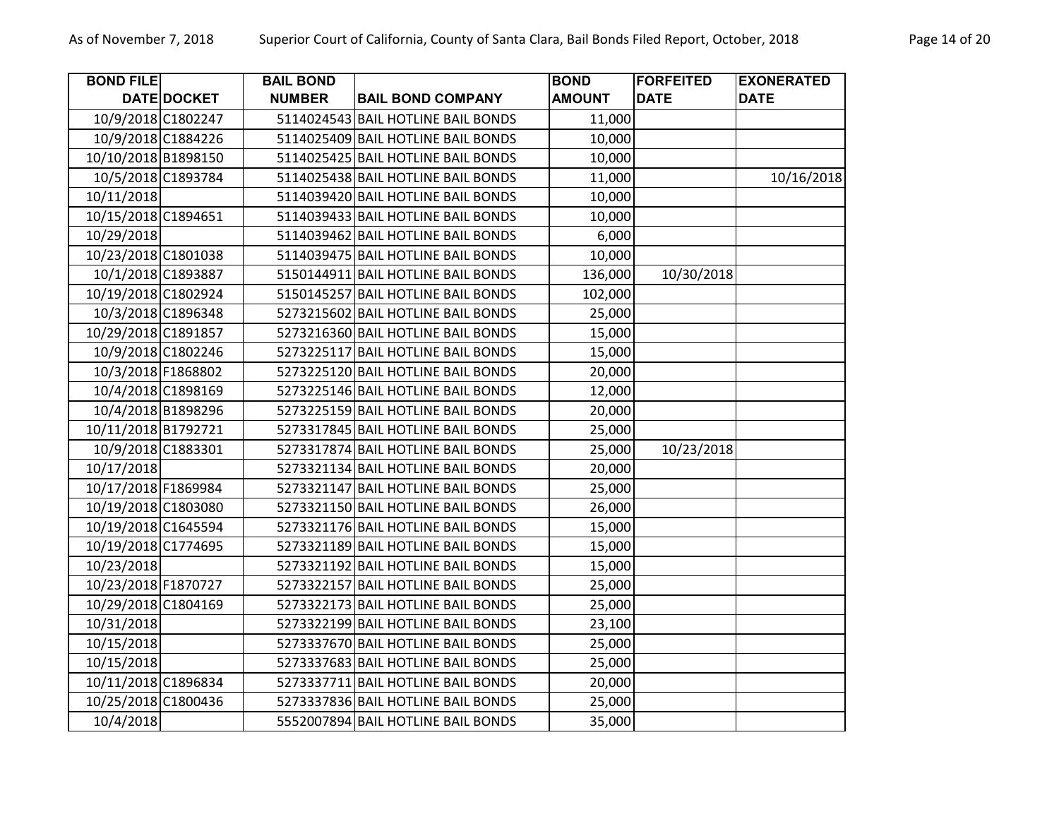| BOND FILE DATE | DOCKET | BAIL BOND NUMBER | BAIL BOND COMPANY | BOND AMOUNT | FORFEITED DATE | EXONERATED DATE |
|---|---|---|---|---|---|---|
| 10/9/2018 | C1802247 | 5114024543 | BAIL HOTLINE BAIL BONDS | 11,000 | | |
| 10/9/2018 | C1884226 | 5114025409 | BAIL HOTLINE BAIL BONDS | 10,000 | | |
| 10/10/2018 | B1898150 | 5114025425 | BAIL HOTLINE BAIL BONDS | 10,000 | | |
| 10/5/2018 | C1893784 | 5114025438 | BAIL HOTLINE BAIL BONDS | 11,000 | | 10/16/2018 |
| 10/11/2018 | | 5114039420 | BAIL HOTLINE BAIL BONDS | 10,000 | | |
| 10/15/2018 | C1894651 | 5114039433 | BAIL HOTLINE BAIL BONDS | 10,000 | | |
| 10/29/2018 | | 5114039462 | BAIL HOTLINE BAIL BONDS | 6,000 | | |
| 10/23/2018 | C1801038 | 5114039475 | BAIL HOTLINE BAIL BONDS | 10,000 | | |
| 10/1/2018 | C1893887 | 5150144911 | BAIL HOTLINE BAIL BONDS | 136,000 | 10/30/2018 | |
| 10/19/2018 | C1802924 | 5150145257 | BAIL HOTLINE BAIL BONDS | 102,000 | | |
| 10/3/2018 | C1896348 | 5273215602 | BAIL HOTLINE BAIL BONDS | 25,000 | | |
| 10/29/2018 | C1891857 | 5273216360 | BAIL HOTLINE BAIL BONDS | 15,000 | | |
| 10/9/2018 | C1802246 | 5273225117 | BAIL HOTLINE BAIL BONDS | 15,000 | | |
| 10/3/2018 | F1868802 | 5273225120 | BAIL HOTLINE BAIL BONDS | 20,000 | | |
| 10/4/2018 | C1898169 | 5273225146 | BAIL HOTLINE BAIL BONDS | 12,000 | | |
| 10/4/2018 | B1898296 | 5273225159 | BAIL HOTLINE BAIL BONDS | 20,000 | | |
| 10/11/2018 | B1792721 | 5273317845 | BAIL HOTLINE BAIL BONDS | 25,000 | | |
| 10/9/2018 | C1883301 | 5273317874 | BAIL HOTLINE BAIL BONDS | 25,000 | 10/23/2018 | |
| 10/17/2018 | | 5273321134 | BAIL HOTLINE BAIL BONDS | 20,000 | | |
| 10/17/2018 | F1869984 | 5273321147 | BAIL HOTLINE BAIL BONDS | 25,000 | | |
| 10/19/2018 | C1803080 | 5273321150 | BAIL HOTLINE BAIL BONDS | 26,000 | | |
| 10/19/2018 | C1645594 | 5273321176 | BAIL HOTLINE BAIL BONDS | 15,000 | | |
| 10/19/2018 | C1774695 | 5273321189 | BAIL HOTLINE BAIL BONDS | 15,000 | | |
| 10/23/2018 | | 5273321192 | BAIL HOTLINE BAIL BONDS | 15,000 | | |
| 10/23/2018 | F1870727 | 5273322157 | BAIL HOTLINE BAIL BONDS | 25,000 | | |
| 10/29/2018 | C1804169 | 5273322173 | BAIL HOTLINE BAIL BONDS | 25,000 | | |
| 10/31/2018 | | 5273322199 | BAIL HOTLINE BAIL BONDS | 23,100 | | |
| 10/15/2018 | | 5273337670 | BAIL HOTLINE BAIL BONDS | 25,000 | | |
| 10/15/2018 | | 5273337683 | BAIL HOTLINE BAIL BONDS | 25,000 | | |
| 10/11/2018 | C1896834 | 5273337711 | BAIL HOTLINE BAIL BONDS | 20,000 | | |
| 10/25/2018 | C1800436 | 5273337836 | BAIL HOTLINE BAIL BONDS | 25,000 | | |
| 10/4/2018 | | 5552007894 | BAIL HOTLINE BAIL BONDS | 35,000 | | |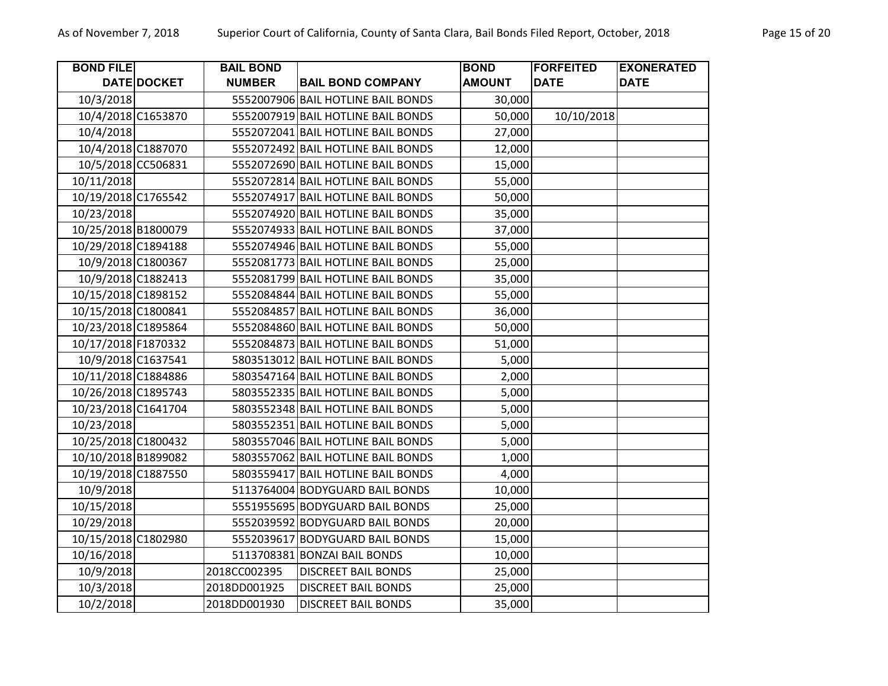| BOND FILE DATE | DOCKET | BAIL BOND NUMBER | BAIL BOND COMPANY | BOND AMOUNT | FORFEITED DATE | EXONERATED DATE |
|---|---|---|---|---|---|---|
| 10/3/2018 | | 5552007906 | BAIL HOTLINE BAIL BONDS | 30,000 | | |
| 10/4/2018 | C1653870 | 5552007919 | BAIL HOTLINE BAIL BONDS | 50,000 | 10/10/2018 | |
| 10/4/2018 | | 5552072041 | BAIL HOTLINE BAIL BONDS | 27,000 | | |
| 10/4/2018 | C1887070 | 5552072492 | BAIL HOTLINE BAIL BONDS | 12,000 | | |
| 10/5/2018 | CC506831 | 5552072690 | BAIL HOTLINE BAIL BONDS | 15,000 | | |
| 10/11/2018 | | 5552072814 | BAIL HOTLINE BAIL BONDS | 55,000 | | |
| 10/19/2018 | C1765542 | 5552074917 | BAIL HOTLINE BAIL BONDS | 50,000 | | |
| 10/23/2018 | | 5552074920 | BAIL HOTLINE BAIL BONDS | 35,000 | | |
| 10/25/2018 | B1800079 | 5552074933 | BAIL HOTLINE BAIL BONDS | 37,000 | | |
| 10/29/2018 | C1894188 | 5552074946 | BAIL HOTLINE BAIL BONDS | 55,000 | | |
| 10/9/2018 | C1800367 | 5552081773 | BAIL HOTLINE BAIL BONDS | 25,000 | | |
| 10/9/2018 | C1882413 | 5552081799 | BAIL HOTLINE BAIL BONDS | 35,000 | | |
| 10/15/2018 | C1898152 | 5552084844 | BAIL HOTLINE BAIL BONDS | 55,000 | | |
| 10/15/2018 | C1800841 | 5552084857 | BAIL HOTLINE BAIL BONDS | 36,000 | | |
| 10/23/2018 | C1895864 | 5552084860 | BAIL HOTLINE BAIL BONDS | 50,000 | | |
| 10/17/2018 | F1870332 | 5552084873 | BAIL HOTLINE BAIL BONDS | 51,000 | | |
| 10/9/2018 | C1637541 | 5803513012 | BAIL HOTLINE BAIL BONDS | 5,000 | | |
| 10/11/2018 | C1884886 | 5803547164 | BAIL HOTLINE BAIL BONDS | 2,000 | | |
| 10/26/2018 | C1895743 | 5803552335 | BAIL HOTLINE BAIL BONDS | 5,000 | | |
| 10/23/2018 | C1641704 | 5803552348 | BAIL HOTLINE BAIL BONDS | 5,000 | | |
| 10/23/2018 | | 5803552351 | BAIL HOTLINE BAIL BONDS | 5,000 | | |
| 10/25/2018 | C1800432 | 5803557046 | BAIL HOTLINE BAIL BONDS | 5,000 | | |
| 10/10/2018 | B1899082 | 5803557062 | BAIL HOTLINE BAIL BONDS | 1,000 | | |
| 10/19/2018 | C1887550 | 5803559417 | BAIL HOTLINE BAIL BONDS | 4,000 | | |
| 10/9/2018 | | 5113764004 | BODYGUARD BAIL BONDS | 10,000 | | |
| 10/15/2018 | | 5551955695 | BODYGUARD BAIL BONDS | 25,000 | | |
| 10/29/2018 | | 5552039592 | BODYGUARD BAIL BONDS | 20,000 | | |
| 10/15/2018 | C1802980 | 5552039617 | BODYGUARD BAIL BONDS | 15,000 | | |
| 10/16/2018 | | 5113708381 | BONZAI BAIL BONDS | 10,000 | | |
| 10/9/2018 | | 2018CC002395 | DISCREET BAIL BONDS | 25,000 | | |
| 10/3/2018 | | 2018DD001925 | DISCREET BAIL BONDS | 25,000 | | |
| 10/2/2018 | | 2018DD001930 | DISCREET BAIL BONDS | 35,000 | | |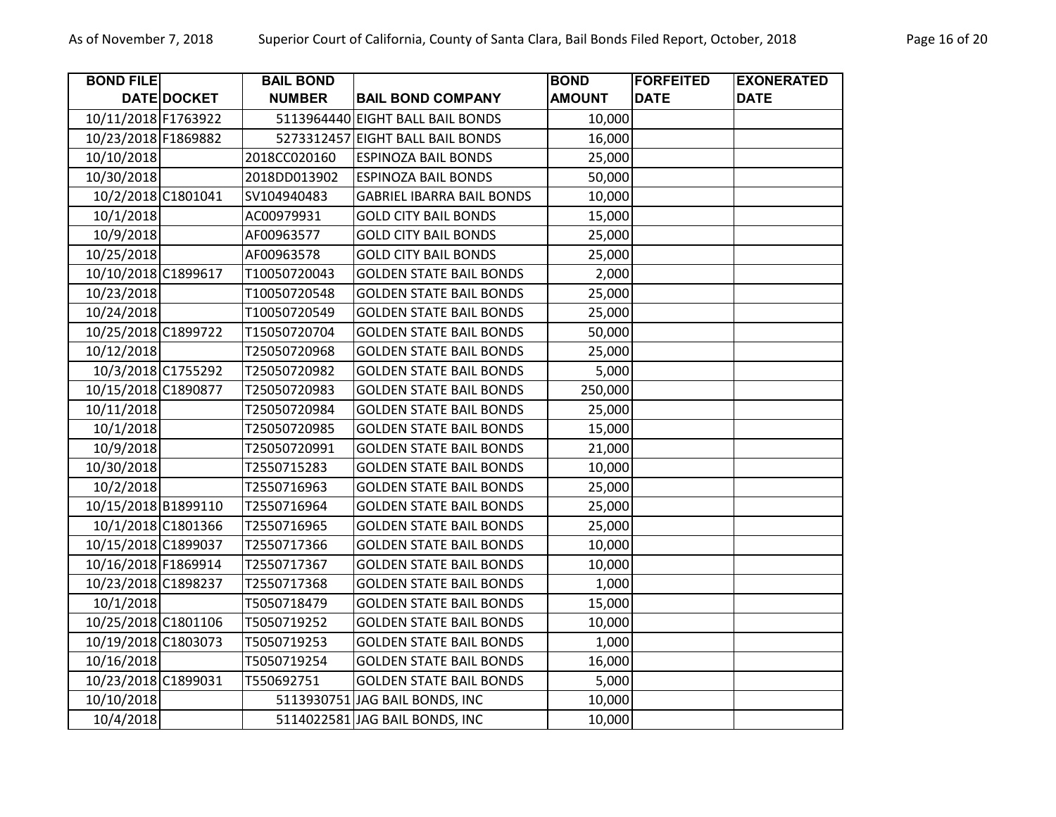| BOND FILE DATE | DOCKET | BAIL BOND NUMBER | BAIL BOND COMPANY | BOND AMOUNT | FORFEITED DATE | EXONERATED DATE |
|---|---|---|---|---|---|---|
| 10/11/2018 | F1763922 | 5113964440 | EIGHT BALL BAIL BONDS | 10,000 | | |
| 10/23/2018 | F1869882 | 5273312457 | EIGHT BALL BAIL BONDS | 16,000 | | |
| 10/10/2018 | | 2018CC020160 | ESPINOZA BAIL BONDS | 25,000 | | |
| 10/30/2018 | | 2018DD013902 | ESPINOZA BAIL BONDS | 50,000 | | |
| 10/2/2018 | C1801041 | SV104940483 | GABRIEL IBARRA BAIL BONDS | 10,000 | | |
| 10/1/2018 | | AC00979931 | GOLD CITY BAIL BONDS | 15,000 | | |
| 10/9/2018 | | AF00963577 | GOLD CITY BAIL BONDS | 25,000 | | |
| 10/25/2018 | | AF00963578 | GOLD CITY BAIL BONDS | 25,000 | | |
| 10/10/2018 | C1899617 | T10050720043 | GOLDEN STATE BAIL BONDS | 2,000 | | |
| 10/23/2018 | | T10050720548 | GOLDEN STATE BAIL BONDS | 25,000 | | |
| 10/24/2018 | | T10050720549 | GOLDEN STATE BAIL BONDS | 25,000 | | |
| 10/25/2018 | C1899722 | T15050720704 | GOLDEN STATE BAIL BONDS | 50,000 | | |
| 10/12/2018 | | T25050720968 | GOLDEN STATE BAIL BONDS | 25,000 | | |
| 10/3/2018 | C1755292 | T25050720982 | GOLDEN STATE BAIL BONDS | 5,000 | | |
| 10/15/2018 | C1890877 | T25050720983 | GOLDEN STATE BAIL BONDS | 250,000 | | |
| 10/11/2018 | | T25050720984 | GOLDEN STATE BAIL BONDS | 25,000 | | |
| 10/1/2018 | | T25050720985 | GOLDEN STATE BAIL BONDS | 15,000 | | |
| 10/9/2018 | | T25050720991 | GOLDEN STATE BAIL BONDS | 21,000 | | |
| 10/30/2018 | | T2550715283 | GOLDEN STATE BAIL BONDS | 10,000 | | |
| 10/2/2018 | | T2550716963 | GOLDEN STATE BAIL BONDS | 25,000 | | |
| 10/15/2018 | B1899110 | T2550716964 | GOLDEN STATE BAIL BONDS | 25,000 | | |
| 10/1/2018 | C1801366 | T2550716965 | GOLDEN STATE BAIL BONDS | 25,000 | | |
| 10/15/2018 | C1899037 | T2550717366 | GOLDEN STATE BAIL BONDS | 10,000 | | |
| 10/16/2018 | F1869914 | T2550717367 | GOLDEN STATE BAIL BONDS | 10,000 | | |
| 10/23/2018 | C1898237 | T2550717368 | GOLDEN STATE BAIL BONDS | 1,000 | | |
| 10/1/2018 | | T5050718479 | GOLDEN STATE BAIL BONDS | 15,000 | | |
| 10/25/2018 | C1801106 | T5050719252 | GOLDEN STATE BAIL BONDS | 10,000 | | |
| 10/19/2018 | C1803073 | T5050719253 | GOLDEN STATE BAIL BONDS | 1,000 | | |
| 10/16/2018 | | T5050719254 | GOLDEN STATE BAIL BONDS | 16,000 | | |
| 10/23/2018 | C1899031 | T550692751 | GOLDEN STATE BAIL BONDS | 5,000 | | |
| 10/10/2018 | | 5113930751 | JAG BAIL BONDS, INC | 10,000 | | |
| 10/4/2018 | | 5114022581 | JAG BAIL BONDS, INC | 10,000 | | |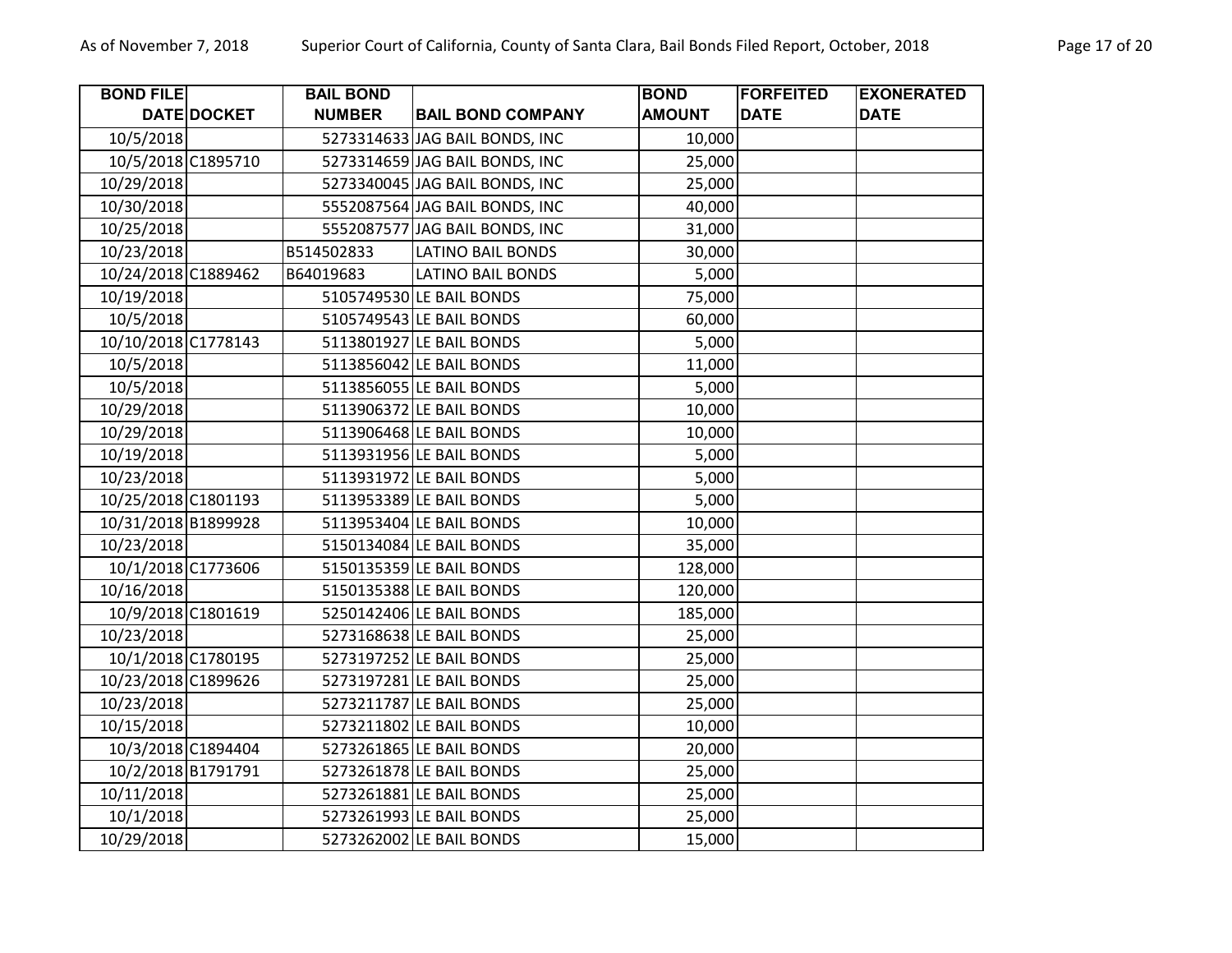| BOND FILE DATE | DOCKET | BAIL BOND NUMBER | BAIL BOND COMPANY | BOND AMOUNT | FORFEITED DATE | EXONERATED DATE |
|---|---|---|---|---|---|---|
| 10/5/2018 | | 5273314633 | JAG BAIL BONDS, INC | 10,000 | | |
| 10/5/2018 | C1895710 | 5273314659 | JAG BAIL BONDS, INC | 25,000 | | |
| 10/29/2018 | | 5273340045 | JAG BAIL BONDS, INC | 25,000 | | |
| 10/30/2018 | | 5552087564 | JAG BAIL BONDS, INC | 40,000 | | |
| 10/25/2018 | | 5552087577 | JAG BAIL BONDS, INC | 31,000 | | |
| 10/23/2018 | | B514502833 | LATINO BAIL BONDS | 30,000 | | |
| 10/24/2018 | C1889462 | B64019683 | LATINO BAIL BONDS | 5,000 | | |
| 10/19/2018 | | 5105749530 | LE BAIL BONDS | 75,000 | | |
| 10/5/2018 | | 5105749543 | LE BAIL BONDS | 60,000 | | |
| 10/10/2018 | C1778143 | 5113801927 | LE BAIL BONDS | 5,000 | | |
| 10/5/2018 | | 5113856042 | LE BAIL BONDS | 11,000 | | |
| 10/5/2018 | | 5113856055 | LE BAIL BONDS | 5,000 | | |
| 10/29/2018 | | 5113906372 | LE BAIL BONDS | 10,000 | | |
| 10/29/2018 | | 5113906468 | LE BAIL BONDS | 10,000 | | |
| 10/19/2018 | | 5113931956 | LE BAIL BONDS | 5,000 | | |
| 10/23/2018 | | 5113931972 | LE BAIL BONDS | 5,000 | | |
| 10/25/2018 | C1801193 | 5113953389 | LE BAIL BONDS | 5,000 | | |
| 10/31/2018 | B1899928 | 5113953404 | LE BAIL BONDS | 10,000 | | |
| 10/23/2018 | | 5150134084 | LE BAIL BONDS | 35,000 | | |
| 10/1/2018 | C1773606 | 5150135359 | LE BAIL BONDS | 128,000 | | |
| 10/16/2018 | | 5150135388 | LE BAIL BONDS | 120,000 | | |
| 10/9/2018 | C1801619 | 5250142406 | LE BAIL BONDS | 185,000 | | |
| 10/23/2018 | | 5273168638 | LE BAIL BONDS | 25,000 | | |
| 10/1/2018 | C1780195 | 5273197252 | LE BAIL BONDS | 25,000 | | |
| 10/23/2018 | C1899626 | 5273197281 | LE BAIL BONDS | 25,000 | | |
| 10/23/2018 | | 5273211787 | LE BAIL BONDS | 25,000 | | |
| 10/15/2018 | | 5273211802 | LE BAIL BONDS | 10,000 | | |
| 10/3/2018 | C1894404 | 5273261865 | LE BAIL BONDS | 20,000 | | |
| 10/2/2018 | B1791791 | 5273261878 | LE BAIL BONDS | 25,000 | | |
| 10/11/2018 | | 5273261881 | LE BAIL BONDS | 25,000 | | |
| 10/1/2018 | | 5273261993 | LE BAIL BONDS | 25,000 | | |
| 10/29/2018 | | 5273262002 | LE BAIL BONDS | 15,000 | | |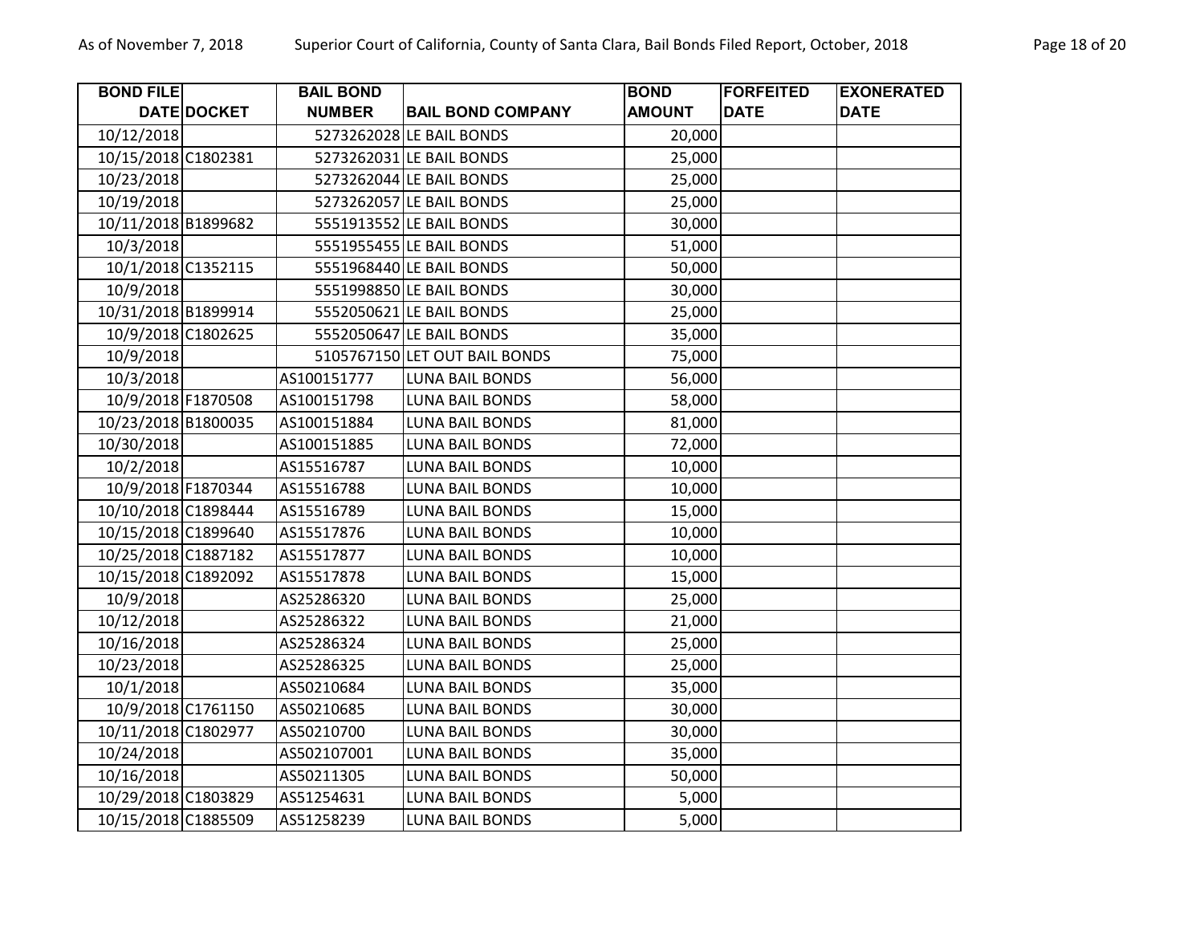| BOND FILE DATE | DOCKET | BAIL BOND NUMBER | BAIL BOND COMPANY | BOND AMOUNT | FORFEITED DATE | EXONERATED DATE |
|---|---|---|---|---|---|---|
| 10/12/2018 | | 5273262028 | LE BAIL BONDS | 20,000 | | |
| 10/15/2018 | C1802381 | 5273262031 | LE BAIL BONDS | 25,000 | | |
| 10/23/2018 | | 5273262044 | LE BAIL BONDS | 25,000 | | |
| 10/19/2018 | | 5273262057 | LE BAIL BONDS | 25,000 | | |
| 10/11/2018 | B1899682 | 5551913552 | LE BAIL BONDS | 30,000 | | |
| 10/3/2018 | | 5551955455 | LE BAIL BONDS | 51,000 | | |
| 10/1/2018 | C1352115 | 5551968440 | LE BAIL BONDS | 50,000 | | |
| 10/9/2018 | | 5551998850 | LE BAIL BONDS | 30,000 | | |
| 10/31/2018 | B1899914 | 5552050621 | LE BAIL BONDS | 25,000 | | |
| 10/9/2018 | C1802625 | 5552050647 | LE BAIL BONDS | 35,000 | | |
| 10/9/2018 | | 5105767150 | LET OUT BAIL BONDS | 75,000 | | |
| 10/3/2018 | | AS100151777 | LUNA BAIL BONDS | 56,000 | | |
| 10/9/2018 | F1870508 | AS100151798 | LUNA BAIL BONDS | 58,000 | | |
| 10/23/2018 | B1800035 | AS100151884 | LUNA BAIL BONDS | 81,000 | | |
| 10/30/2018 | | AS100151885 | LUNA BAIL BONDS | 72,000 | | |
| 10/2/2018 | | AS15516787 | LUNA BAIL BONDS | 10,000 | | |
| 10/9/2018 | F1870344 | AS15516788 | LUNA BAIL BONDS | 10,000 | | |
| 10/10/2018 | C1898444 | AS15516789 | LUNA BAIL BONDS | 15,000 | | |
| 10/15/2018 | C1899640 | AS15517876 | LUNA BAIL BONDS | 10,000 | | |
| 10/25/2018 | C1887182 | AS15517877 | LUNA BAIL BONDS | 10,000 | | |
| 10/15/2018 | C1892092 | AS15517878 | LUNA BAIL BONDS | 15,000 | | |
| 10/9/2018 | | AS25286320 | LUNA BAIL BONDS | 25,000 | | |
| 10/12/2018 | | AS25286322 | LUNA BAIL BONDS | 21,000 | | |
| 10/16/2018 | | AS25286324 | LUNA BAIL BONDS | 25,000 | | |
| 10/23/2018 | | AS25286325 | LUNA BAIL BONDS | 25,000 | | |
| 10/1/2018 | | AS50210684 | LUNA BAIL BONDS | 35,000 | | |
| 10/9/2018 | C1761150 | AS50210685 | LUNA BAIL BONDS | 30,000 | | |
| 10/11/2018 | C1802977 | AS50210700 | LUNA BAIL BONDS | 30,000 | | |
| 10/24/2018 | | AS502107001 | LUNA BAIL BONDS | 35,000 | | |
| 10/16/2018 | | AS50211305 | LUNA BAIL BONDS | 50,000 | | |
| 10/29/2018 | C1803829 | AS51254631 | LUNA BAIL BONDS | 5,000 | | |
| 10/15/2018 | C1885509 | AS51258239 | LUNA BAIL BONDS | 5,000 | | |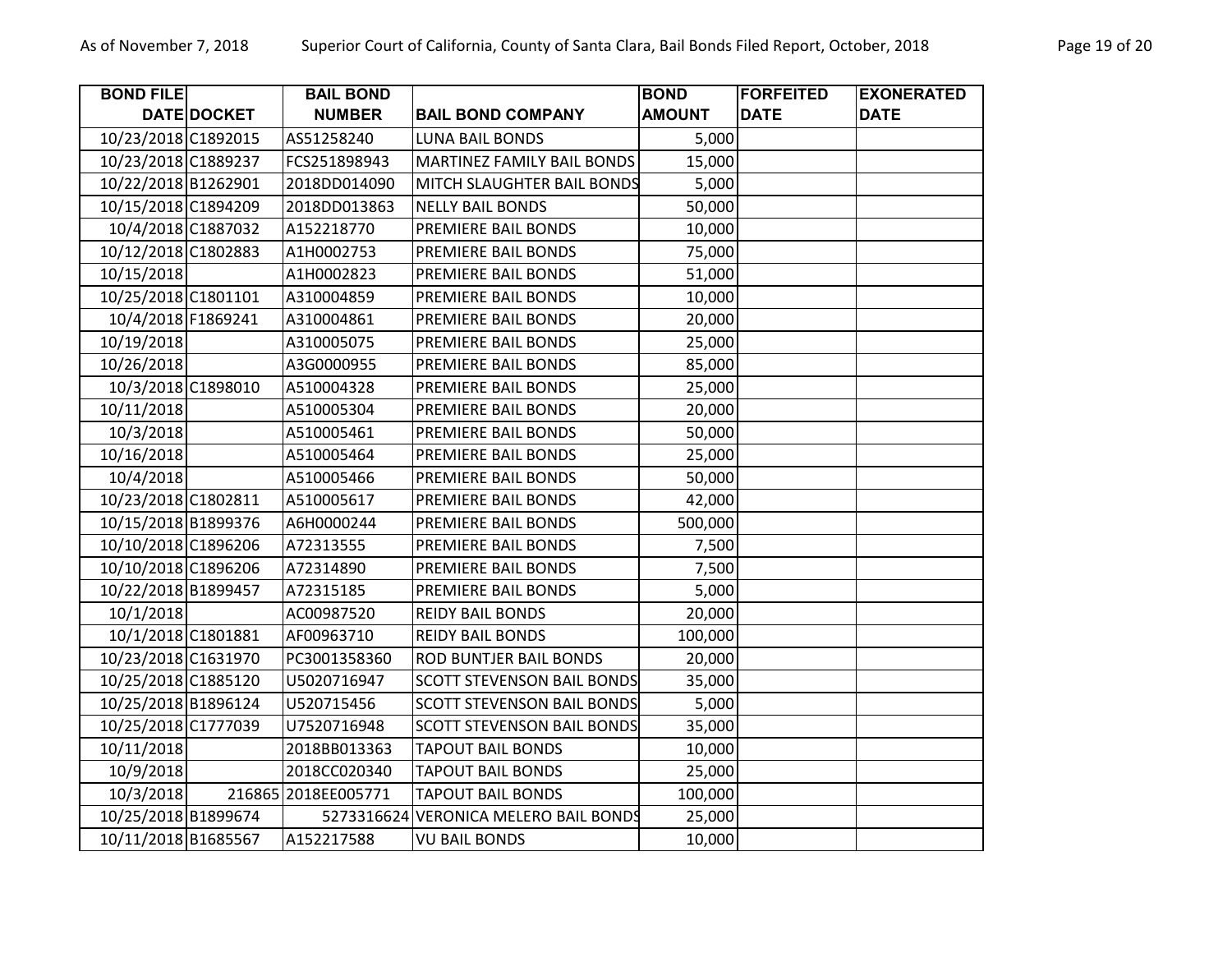| BOND FILE DATE | DOCKET | BAIL BOND NUMBER | BAIL BOND COMPANY | BOND AMOUNT | FORFEITED DATE | EXONERATED DATE |
|---|---|---|---|---|---|---|
| 10/23/2018 | C1892015 | AS51258240 | LUNA BAIL BONDS | 5,000 | | |
| 10/23/2018 | C1889237 | FCS251898943 | MARTINEZ FAMILY BAIL BONDS | 15,000 | | |
| 10/22/2018 | B1262901 | 2018DD014090 | MITCH SLAUGHTER BAIL BONDS | 5,000 | | |
| 10/15/2018 | C1894209 | 2018DD013863 | NELLY BAIL BONDS | 50,000 | | |
| 10/4/2018 | C1887032 | A152218770 | PREMIERE BAIL BONDS | 10,000 | | |
| 10/12/2018 | C1802883 | A1H0002753 | PREMIERE BAIL BONDS | 75,000 | | |
| 10/15/2018 | | A1H0002823 | PREMIERE BAIL BONDS | 51,000 | | |
| 10/25/2018 | C1801101 | A310004859 | PREMIERE BAIL BONDS | 10,000 | | |
| 10/4/2018 | F1869241 | A310004861 | PREMIERE BAIL BONDS | 20,000 | | |
| 10/19/2018 | | A310005075 | PREMIERE BAIL BONDS | 25,000 | | |
| 10/26/2018 | | A3G0000955 | PREMIERE BAIL BONDS | 85,000 | | |
| 10/3/2018 | C1898010 | A510004328 | PREMIERE BAIL BONDS | 25,000 | | |
| 10/11/2018 | | A510005304 | PREMIERE BAIL BONDS | 20,000 | | |
| 10/3/2018 | | A510005461 | PREMIERE BAIL BONDS | 50,000 | | |
| 10/16/2018 | | A510005464 | PREMIERE BAIL BONDS | 25,000 | | |
| 10/4/2018 | | A510005466 | PREMIERE BAIL BONDS | 50,000 | | |
| 10/23/2018 | C1802811 | A510005617 | PREMIERE BAIL BONDS | 42,000 | | |
| 10/15/2018 | B1899376 | A6H0000244 | PREMIERE BAIL BONDS | 500,000 | | |
| 10/10/2018 | C1896206 | A72313555 | PREMIERE BAIL BONDS | 7,500 | | |
| 10/10/2018 | C1896206 | A72314890 | PREMIERE BAIL BONDS | 7,500 | | |
| 10/22/2018 | B1899457 | A72315185 | PREMIERE BAIL BONDS | 5,000 | | |
| 10/1/2018 | | AC00987520 | REIDY BAIL BONDS | 20,000 | | |
| 10/1/2018 | C1801881 | AF00963710 | REIDY BAIL BONDS | 100,000 | | |
| 10/23/2018 | C1631970 | PC3001358360 | ROD BUNTJER BAIL BONDS | 20,000 | | |
| 10/25/2018 | C1885120 | U5020716947 | SCOTT STEVENSON BAIL BONDS | 35,000 | | |
| 10/25/2018 | B1896124 | U520715456 | SCOTT STEVENSON BAIL BONDS | 5,000 | | |
| 10/25/2018 | C1777039 | U7520716948 | SCOTT STEVENSON BAIL BONDS | 35,000 | | |
| 10/11/2018 | | 2018BB013363 | TAPOUT BAIL BONDS | 10,000 | | |
| 10/9/2018 | | 2018CC020340 | TAPOUT BAIL BONDS | 25,000 | | |
| 10/3/2018 | 216865 | 2018EE005771 | TAPOUT BAIL BONDS | 100,000 | | |
| 10/25/2018 | B1899674 | 5273316624 | VERONICA MELERO BAIL BONDS | 25,000 | | |
| 10/11/2018 | B1685567 | A152217588 | VU BAIL BONDS | 10,000 | | |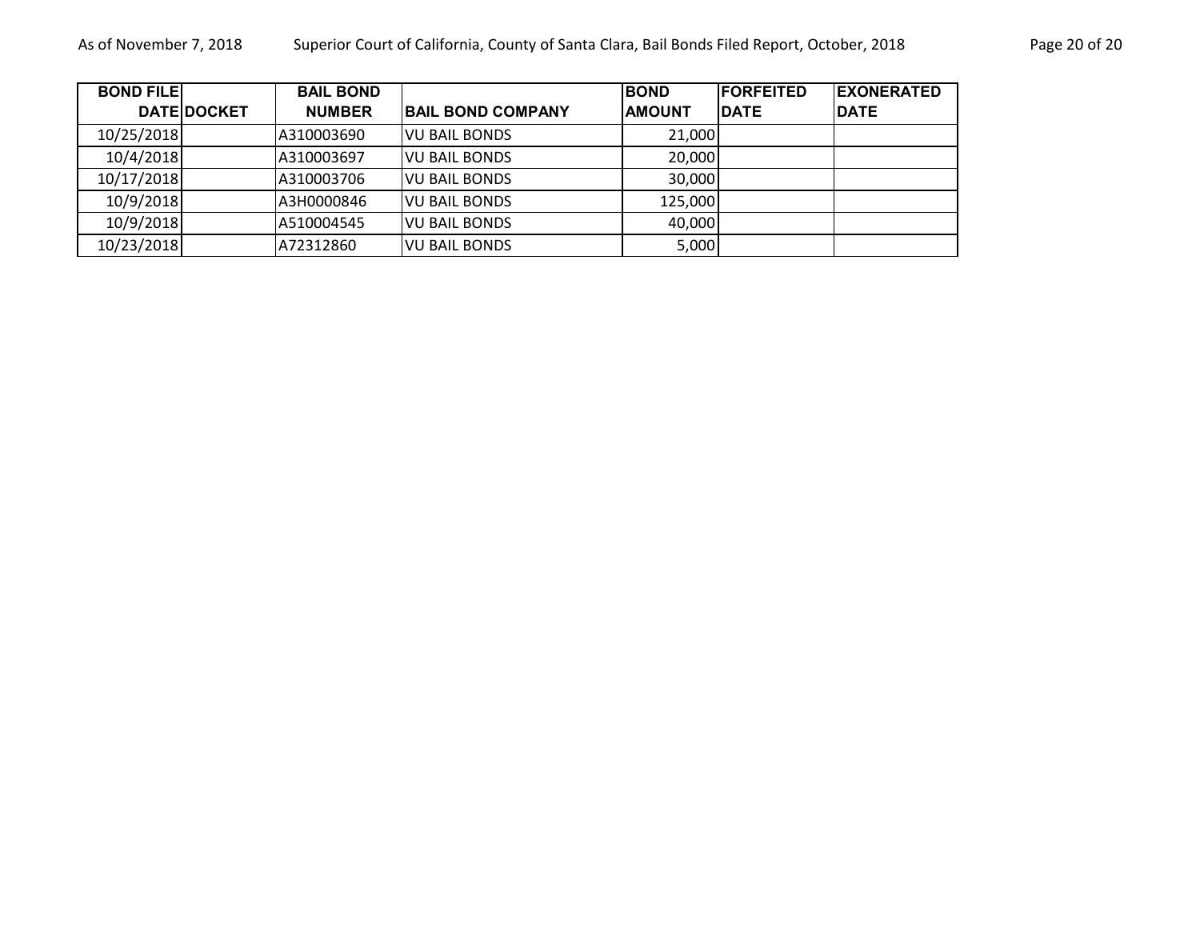| BOND FILE DATE | DOCKET | BAIL BOND NUMBER | BAIL BOND COMPANY | BOND AMOUNT | FORFEITED DATE | EXONERATED DATE |
|---|---|---|---|---|---|---|
| 10/25/2018 | | A310003690 | VU BAIL BONDS | 21,000 | | |
| 10/4/2018 | | A310003697 | VU BAIL BONDS | 20,000 | | |
| 10/17/2018 | | A310003706 | VU BAIL BONDS | 30,000 | | |
| 10/9/2018 | | A3H0000846 | VU BAIL BONDS | 125,000 | | |
| 10/9/2018 | | A510004545 | VU BAIL BONDS | 40,000 | | |
| 10/23/2018 | | A72312860 | VU BAIL BONDS | 5,000 | | |